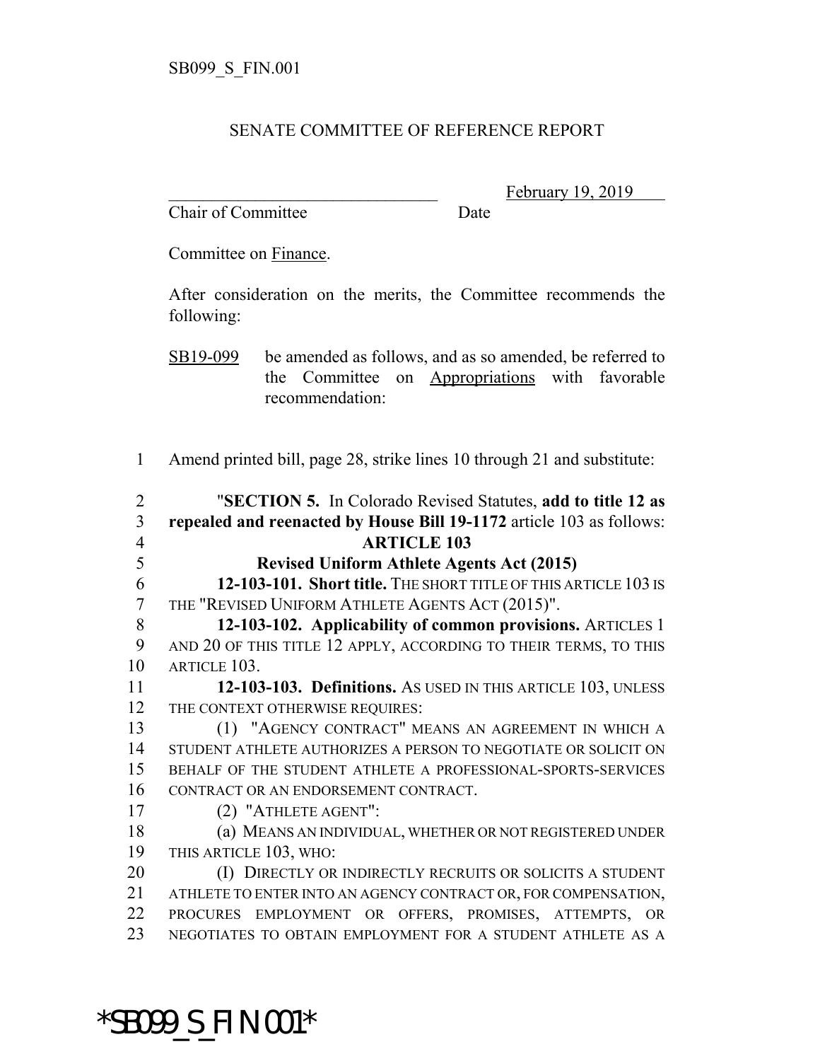SB099_S_FIN.001

SENATE COMMITTEE OF REFERENCE REPORT

_______________________________ February 19, 2019
Chair of Committee Date

Committee on Finance.

After consideration on the merits, the Committee recommends the following:

SB19-099 be amended as follows, and as so amended, be referred to the Committee on Appropriations with favorable recommendation:

1 Amend printed bill, page 28, strike lines 10 through 21 and substitute:

2 "**SECTION 5.** In Colorado Revised Statutes, **add to title 12 as**
3 **repealed and reenacted by House Bill 19-1172** article 103 as follows:

4 **ARTICLE 103**

5 **Revised Uniform Athlete Agents Act (2015)**

6 **12-103-101. Short title.** THE SHORT TITLE OF THIS ARTICLE 103 IS
7 THE "REVISED UNIFORM ATHLETE AGENTS ACT (2015)".

8 **12-103-102. Applicability of common provisions.** ARTICLES 1
9 AND 20 OF THIS TITLE 12 APPLY, ACCORDING TO THEIR TERMS, TO THIS
10 ARTICLE 103.

11 **12-103-103. Definitions.** AS USED IN THIS ARTICLE 103, UNLESS
12 THE CONTEXT OTHERWISE REQUIRES:

13 (1) "AGENCY CONTRACT" MEANS AN AGREEMENT IN WHICH A
14 STUDENT ATHLETE AUTHORIZES A PERSON TO NEGOTIATE OR SOLICIT ON
15 BEHALF OF THE STUDENT ATHLETE A PROFESSIONAL-SPORTS-SERVICES
16 CONTRACT OR AN ENDORSEMENT CONTRACT.

17 (2) "ATHLETE AGENT":

18 (a) MEANS AN INDIVIDUAL, WHETHER OR NOT REGISTERED UNDER
19 THIS ARTICLE 103, WHO:

20 (I) DIRECTLY OR INDIRECTLY RECRUITS OR SOLICITS A STUDENT
21 ATHLETE TO ENTER INTO AN AGENCY CONTRACT OR, FOR COMPENSATION,
22 PROCURES EMPLOYMENT OR OFFERS, PROMISES, ATTEMPTS, OR
23 NEGOTIATES TO OBTAIN EMPLOYMENT FOR A STUDENT ATHLETE AS A

*SB099_S_FIN.001*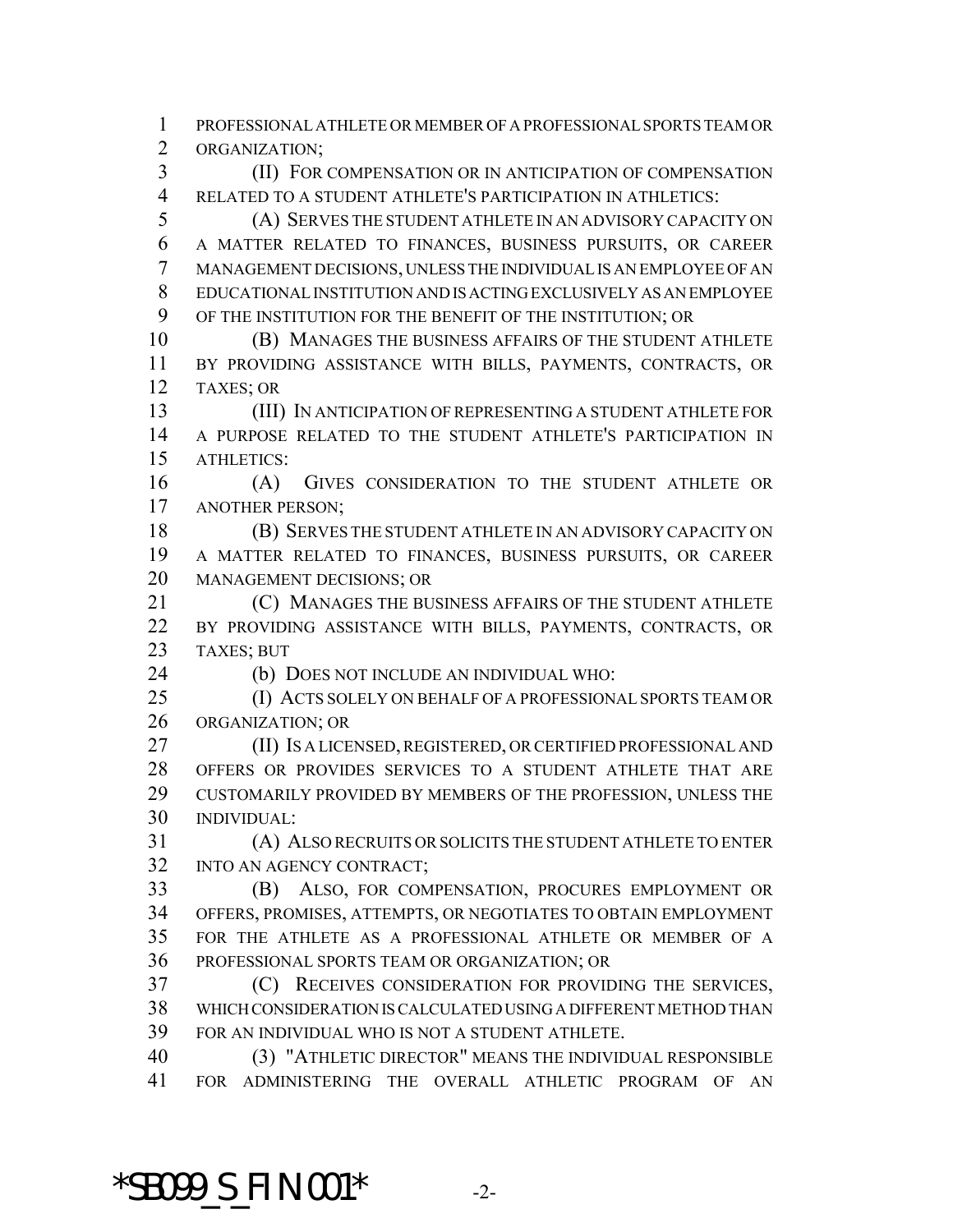PROFESSIONAL ATHLETE OR MEMBER OF A PROFESSIONAL SPORTS TEAM OR ORGANIZATION;

(II) FOR COMPENSATION OR IN ANTICIPATION OF COMPENSATION RELATED TO A STUDENT ATHLETE'S PARTICIPATION IN ATHLETICS:

(A) SERVES THE STUDENT ATHLETE IN AN ADVISORY CAPACITY ON A MATTER RELATED TO FINANCES, BUSINESS PURSUITS, OR CAREER MANAGEMENT DECISIONS, UNLESS THE INDIVIDUAL IS AN EMPLOYEE OF AN EDUCATIONAL INSTITUTION AND IS ACTING EXCLUSIVELY AS AN EMPLOYEE OF THE INSTITUTION FOR THE BENEFIT OF THE INSTITUTION; OR

(B) MANAGES THE BUSINESS AFFAIRS OF THE STUDENT ATHLETE BY PROVIDING ASSISTANCE WITH BILLS, PAYMENTS, CONTRACTS, OR TAXES; OR

(III) IN ANTICIPATION OF REPRESENTING A STUDENT ATHLETE FOR A PURPOSE RELATED TO THE STUDENT ATHLETE'S PARTICIPATION IN ATHLETICS:

(A) GIVES CONSIDERATION TO THE STUDENT ATHLETE OR ANOTHER PERSON;

(B) SERVES THE STUDENT ATHLETE IN AN ADVISORY CAPACITY ON A MATTER RELATED TO FINANCES, BUSINESS PURSUITS, OR CAREER MANAGEMENT DECISIONS; OR

(C) MANAGES THE BUSINESS AFFAIRS OF THE STUDENT ATHLETE BY PROVIDING ASSISTANCE WITH BILLS, PAYMENTS, CONTRACTS, OR TAXES; BUT

(b) DOES NOT INCLUDE AN INDIVIDUAL WHO:

(I) ACTS SOLELY ON BEHALF OF A PROFESSIONAL SPORTS TEAM OR ORGANIZATION; OR

(II) IS A LICENSED, REGISTERED, OR CERTIFIED PROFESSIONAL AND OFFERS OR PROVIDES SERVICES TO A STUDENT ATHLETE THAT ARE CUSTOMARILY PROVIDED BY MEMBERS OF THE PROFESSION, UNLESS THE INDIVIDUAL:

(A) ALSO RECRUITS OR SOLICITS THE STUDENT ATHLETE TO ENTER INTO AN AGENCY CONTRACT;

(B) ALSO, FOR COMPENSATION, PROCURES EMPLOYMENT OR OFFERS, PROMISES, ATTEMPTS, OR NEGOTIATES TO OBTAIN EMPLOYMENT FOR THE ATHLETE AS A PROFESSIONAL ATHLETE OR MEMBER OF A PROFESSIONAL SPORTS TEAM OR ORGANIZATION; OR

(C) RECEIVES CONSIDERATION FOR PROVIDING THE SERVICES, WHICH CONSIDERATION IS CALCULATED USING A DIFFERENT METHOD THAN FOR AN INDIVIDUAL WHO IS NOT A STUDENT ATHLETE.

(3) "ATHLETIC DIRECTOR" MEANS THE INDIVIDUAL RESPONSIBLE FOR ADMINISTERING THE OVERALL ATHLETIC PROGRAM OF AN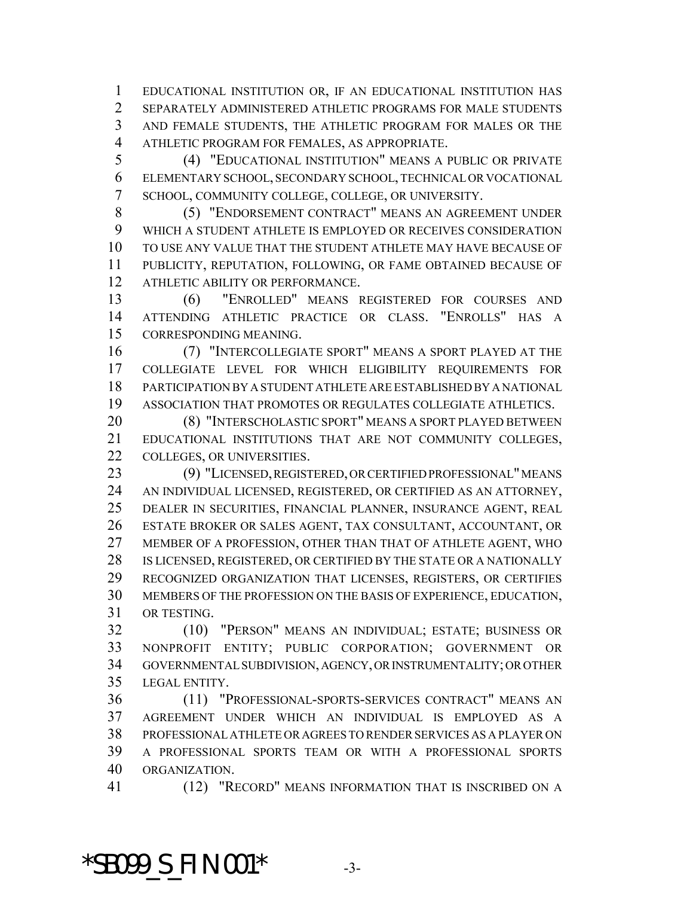EDUCATIONAL INSTITUTION OR, IF AN EDUCATIONAL INSTITUTION HAS SEPARATELY ADMINISTERED ATHLETIC PROGRAMS FOR MALE STUDENTS AND FEMALE STUDENTS, THE ATHLETIC PROGRAM FOR MALES OR THE ATHLETIC PROGRAM FOR FEMALES, AS APPROPRIATE.

(4) "EDUCATIONAL INSTITUTION" MEANS A PUBLIC OR PRIVATE ELEMENTARY SCHOOL, SECONDARY SCHOOL, TECHNICAL OR VOCATIONAL SCHOOL, COMMUNITY COLLEGE, COLLEGE, OR UNIVERSITY.

(5) "ENDORSEMENT CONTRACT" MEANS AN AGREEMENT UNDER WHICH A STUDENT ATHLETE IS EMPLOYED OR RECEIVES CONSIDERATION TO USE ANY VALUE THAT THE STUDENT ATHLETE MAY HAVE BECAUSE OF PUBLICITY, REPUTATION, FOLLOWING, OR FAME OBTAINED BECAUSE OF ATHLETIC ABILITY OR PERFORMANCE.

(6) "ENROLLED" MEANS REGISTERED FOR COURSES AND ATTENDING ATHLETIC PRACTICE OR CLASS. "ENROLLS" HAS A CORRESPONDING MEANING.

(7) "INTERCOLLEGIATE SPORT" MEANS A SPORT PLAYED AT THE COLLEGIATE LEVEL FOR WHICH ELIGIBILITY REQUIREMENTS FOR PARTICIPATION BY A STUDENT ATHLETE ARE ESTABLISHED BY A NATIONAL ASSOCIATION THAT PROMOTES OR REGULATES COLLEGIATE ATHLETICS.

(8) "INTERSCHOLASTIC SPORT" MEANS A SPORT PLAYED BETWEEN EDUCATIONAL INSTITUTIONS THAT ARE NOT COMMUNITY COLLEGES, COLLEGES, OR UNIVERSITIES.

(9) "LICENSED, REGISTERED, OR CERTIFIED PROFESSIONAL" MEANS AN INDIVIDUAL LICENSED, REGISTERED, OR CERTIFIED AS AN ATTORNEY, DEALER IN SECURITIES, FINANCIAL PLANNER, INSURANCE AGENT, REAL ESTATE BROKER OR SALES AGENT, TAX CONSULTANT, ACCOUNTANT, OR MEMBER OF A PROFESSION, OTHER THAN THAT OF ATHLETE AGENT, WHO IS LICENSED, REGISTERED, OR CERTIFIED BY THE STATE OR A NATIONALLY RECOGNIZED ORGANIZATION THAT LICENSES, REGISTERS, OR CERTIFIES MEMBERS OF THE PROFESSION ON THE BASIS OF EXPERIENCE, EDUCATION, OR TESTING.

(10) "PERSON" MEANS AN INDIVIDUAL; ESTATE; BUSINESS OR NONPROFIT ENTITY; PUBLIC CORPORATION; GOVERNMENT OR GOVERNMENTAL SUBDIVISION, AGENCY, OR INSTRUMENTALITY; OR OTHER LEGAL ENTITY.

(11) "PROFESSIONAL-SPORTS-SERVICES CONTRACT" MEANS AN AGREEMENT UNDER WHICH AN INDIVIDUAL IS EMPLOYED AS A PROFESSIONAL ATHLETE OR AGREES TO RENDER SERVICES AS A PLAYER ON A PROFESSIONAL SPORTS TEAM OR WITH A PROFESSIONAL SPORTS ORGANIZATION.

(12) "RECORD" MEANS INFORMATION THAT IS INSCRIBED ON A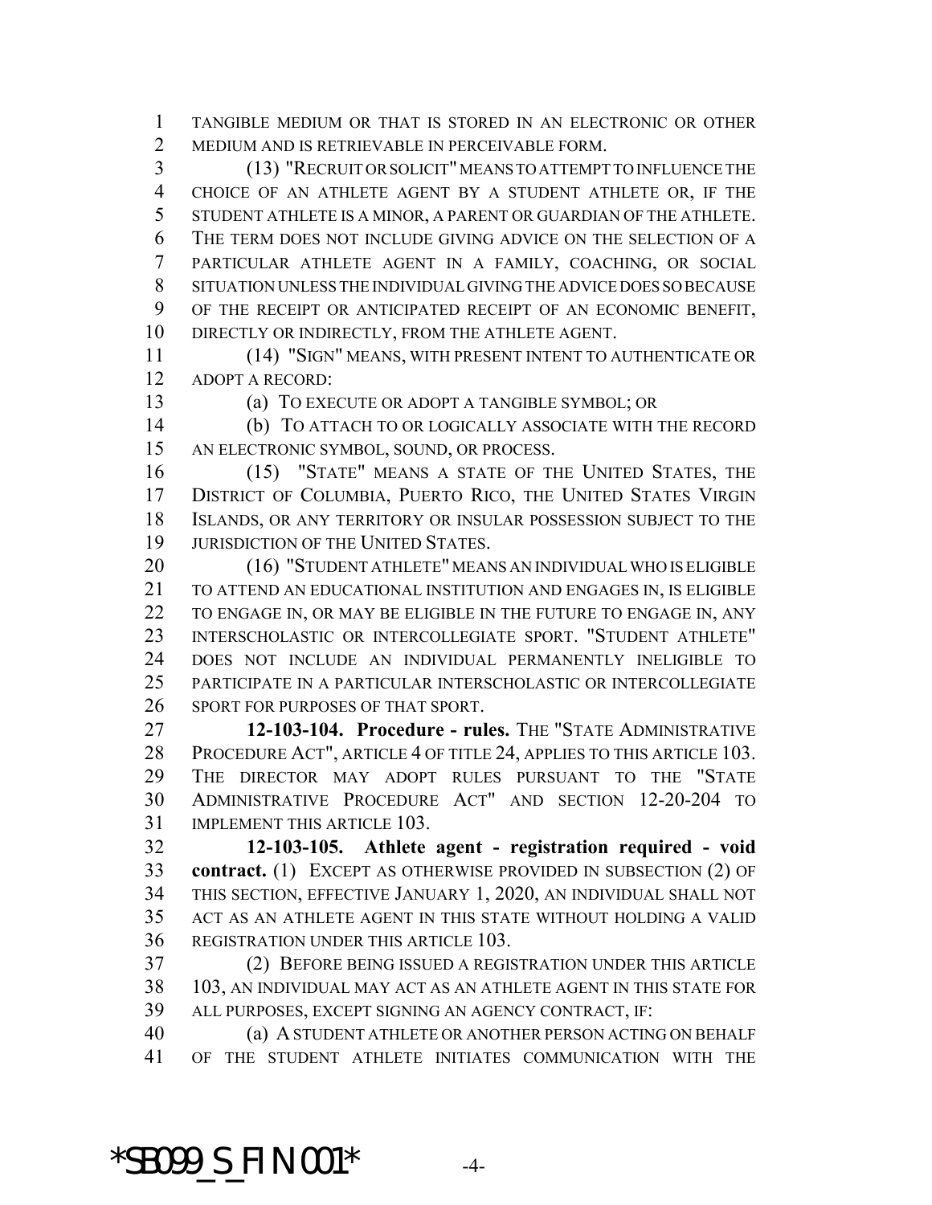TANGIBLE MEDIUM OR THAT IS STORED IN AN ELECTRONIC OR OTHER MEDIUM AND IS RETRIEVABLE IN PERCEIVABLE FORM.

(13) "RECRUIT OR SOLICIT" MEANS TO ATTEMPT TO INFLUENCE THE CHOICE OF AN ATHLETE AGENT BY A STUDENT ATHLETE OR, IF THE STUDENT ATHLETE IS A MINOR, A PARENT OR GUARDIAN OF THE ATHLETE. THE TERM DOES NOT INCLUDE GIVING ADVICE ON THE SELECTION OF A PARTICULAR ATHLETE AGENT IN A FAMILY, COACHING, OR SOCIAL SITUATION UNLESS THE INDIVIDUAL GIVING THE ADVICE DOES SO BECAUSE OF THE RECEIPT OR ANTICIPATED RECEIPT OF AN ECONOMIC BENEFIT, DIRECTLY OR INDIRECTLY, FROM THE ATHLETE AGENT.

(14) "SIGN" MEANS, WITH PRESENT INTENT TO AUTHENTICATE OR ADOPT A RECORD:

(a) TO EXECUTE OR ADOPT A TANGIBLE SYMBOL; OR

(b) TO ATTACH TO OR LOGICALLY ASSOCIATE WITH THE RECORD AN ELECTRONIC SYMBOL, SOUND, OR PROCESS.

(15) "STATE" MEANS A STATE OF THE UNITED STATES, THE DISTRICT OF COLUMBIA, PUERTO RICO, THE UNITED STATES VIRGIN ISLANDS, OR ANY TERRITORY OR INSULAR POSSESSION SUBJECT TO THE JURISDICTION OF THE UNITED STATES.

(16) "STUDENT ATHLETE" MEANS AN INDIVIDUAL WHO IS ELIGIBLE TO ATTEND AN EDUCATIONAL INSTITUTION AND ENGAGES IN, IS ELIGIBLE TO ENGAGE IN, OR MAY BE ELIGIBLE IN THE FUTURE TO ENGAGE IN, ANY INTERSCHOLASTIC OR INTERCOLLEGIATE SPORT. "STUDENT ATHLETE" DOES NOT INCLUDE AN INDIVIDUAL PERMANENTLY INELIGIBLE TO PARTICIPATE IN A PARTICULAR INTERSCHOLASTIC OR INTERCOLLEGIATE SPORT FOR PURPOSES OF THAT SPORT.

**12-103-104. Procedure - rules.** THE "STATE ADMINISTRATIVE PROCEDURE ACT", ARTICLE 4 OF TITLE 24, APPLIES TO THIS ARTICLE 103. THE DIRECTOR MAY ADOPT RULES PURSUANT TO THE "STATE ADMINISTRATIVE PROCEDURE ACT" AND SECTION 12-20-204 TO IMPLEMENT THIS ARTICLE 103.

**12-103-105. Athlete agent - registration required - void contract.** (1) EXCEPT AS OTHERWISE PROVIDED IN SUBSECTION (2) OF THIS SECTION, EFFECTIVE JANUARY 1, 2020, AN INDIVIDUAL SHALL NOT ACT AS AN ATHLETE AGENT IN THIS STATE WITHOUT HOLDING A VALID REGISTRATION UNDER THIS ARTICLE 103.

(2) BEFORE BEING ISSUED A REGISTRATION UNDER THIS ARTICLE 103, AN INDIVIDUAL MAY ACT AS AN ATHLETE AGENT IN THIS STATE FOR ALL PURPOSES, EXCEPT SIGNING AN AGENCY CONTRACT, IF:

(a) A STUDENT ATHLETE OR ANOTHER PERSON ACTING ON BEHALF OF THE STUDENT ATHLETE INITIATES COMMUNICATION WITH THE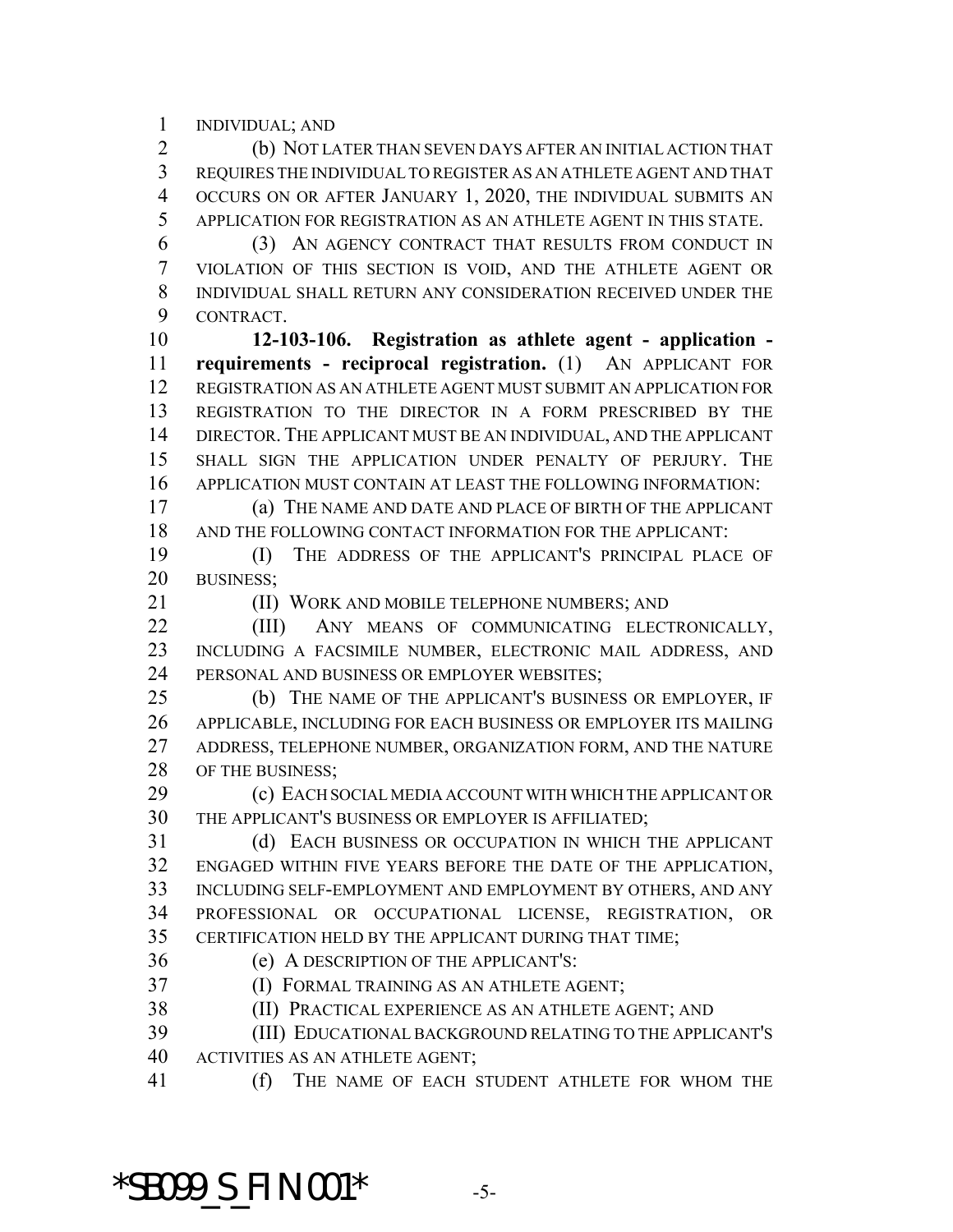INDIVIDUAL; AND

(b) NOT LATER THAN SEVEN DAYS AFTER AN INITIAL ACTION THAT REQUIRES THE INDIVIDUAL TO REGISTER AS AN ATHLETE AGENT AND THAT OCCURS ON OR AFTER JANUARY 1, 2020, THE INDIVIDUAL SUBMITS AN APPLICATION FOR REGISTRATION AS AN ATHLETE AGENT IN THIS STATE.

(3) AN AGENCY CONTRACT THAT RESULTS FROM CONDUCT IN VIOLATION OF THIS SECTION IS VOID, AND THE ATHLETE AGENT OR INDIVIDUAL SHALL RETURN ANY CONSIDERATION RECEIVED UNDER THE CONTRACT.

**12-103-106. Registration as athlete agent - application - requirements - reciprocal registration.** (1) AN APPLICANT FOR REGISTRATION AS AN ATHLETE AGENT MUST SUBMIT AN APPLICATION FOR REGISTRATION TO THE DIRECTOR IN A FORM PRESCRIBED BY THE DIRECTOR. THE APPLICANT MUST BE AN INDIVIDUAL, AND THE APPLICANT SHALL SIGN THE APPLICATION UNDER PENALTY OF PERJURY. THE APPLICATION MUST CONTAIN AT LEAST THE FOLLOWING INFORMATION:

(a) THE NAME AND DATE AND PLACE OF BIRTH OF THE APPLICANT AND THE FOLLOWING CONTACT INFORMATION FOR THE APPLICANT:

(I) THE ADDRESS OF THE APPLICANT'S PRINCIPAL PLACE OF BUSINESS;

(II) WORK AND MOBILE TELEPHONE NUMBERS; AND

(III) ANY MEANS OF COMMUNICATING ELECTRONICALLY, INCLUDING A FACSIMILE NUMBER, ELECTRONIC MAIL ADDRESS, AND PERSONAL AND BUSINESS OR EMPLOYER WEBSITES;

(b) THE NAME OF THE APPLICANT'S BUSINESS OR EMPLOYER, IF APPLICABLE, INCLUDING FOR EACH BUSINESS OR EMPLOYER ITS MAILING ADDRESS, TELEPHONE NUMBER, ORGANIZATION FORM, AND THE NATURE OF THE BUSINESS;

(c) EACH SOCIAL MEDIA ACCOUNT WITH WHICH THE APPLICANT OR THE APPLICANT'S BUSINESS OR EMPLOYER IS AFFILIATED;

(d) EACH BUSINESS OR OCCUPATION IN WHICH THE APPLICANT ENGAGED WITHIN FIVE YEARS BEFORE THE DATE OF THE APPLICATION, INCLUDING SELF-EMPLOYMENT AND EMPLOYMENT BY OTHERS, AND ANY PROFESSIONAL OR OCCUPATIONAL LICENSE, REGISTRATION, OR CERTIFICATION HELD BY THE APPLICANT DURING THAT TIME;

(e) A DESCRIPTION OF THE APPLICANT'S:

(I) FORMAL TRAINING AS AN ATHLETE AGENT;

(II) PRACTICAL EXPERIENCE AS AN ATHLETE AGENT; AND

(III) EDUCATIONAL BACKGROUND RELATING TO THE APPLICANT'S ACTIVITIES AS AN ATHLETE AGENT;

(f) THE NAME OF EACH STUDENT ATHLETE FOR WHOM THE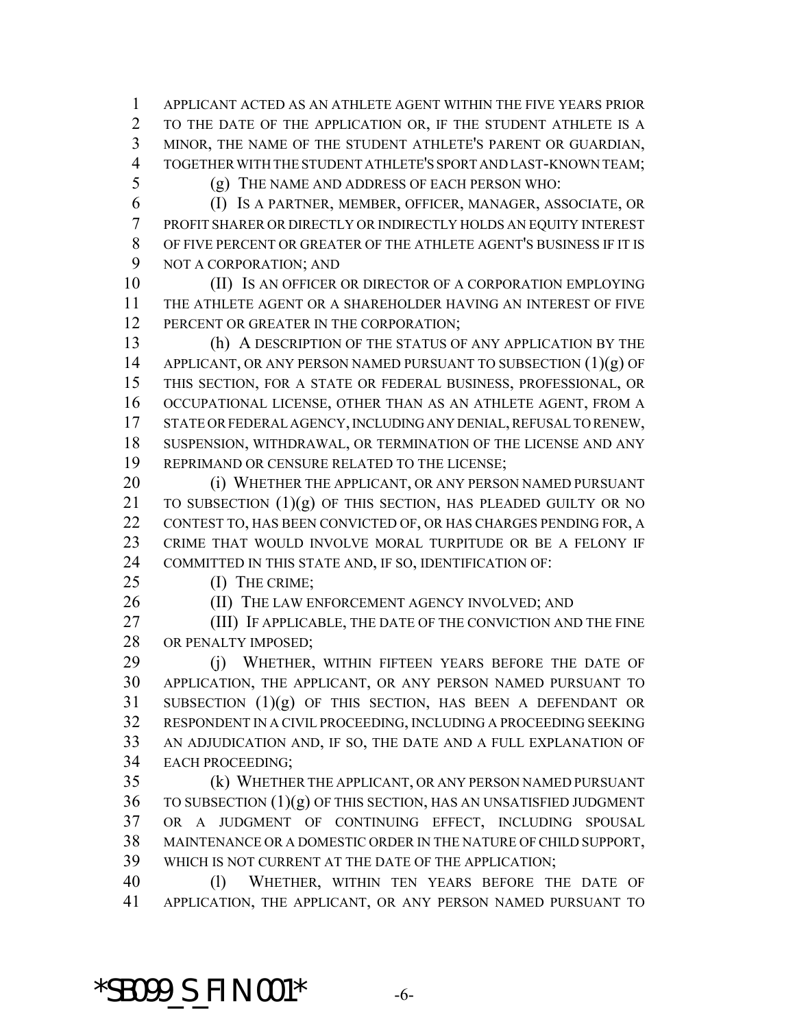APPLICANT ACTED AS AN ATHLETE AGENT WITHIN THE FIVE YEARS PRIOR TO THE DATE OF THE APPLICATION OR, IF THE STUDENT ATHLETE IS A MINOR, THE NAME OF THE STUDENT ATHLETE'S PARENT OR GUARDIAN, TOGETHER WITH THE STUDENT ATHLETE'S SPORT AND LAST-KNOWN TEAM;

(g) THE NAME AND ADDRESS OF EACH PERSON WHO:

(I) IS A PARTNER, MEMBER, OFFICER, MANAGER, ASSOCIATE, OR PROFIT SHARER OR DIRECTLY OR INDIRECTLY HOLDS AN EQUITY INTEREST OF FIVE PERCENT OR GREATER OF THE ATHLETE AGENT'S BUSINESS IF IT IS NOT A CORPORATION; AND

(II) IS AN OFFICER OR DIRECTOR OF A CORPORATION EMPLOYING THE ATHLETE AGENT OR A SHAREHOLDER HAVING AN INTEREST OF FIVE PERCENT OR GREATER IN THE CORPORATION;

(h) A DESCRIPTION OF THE STATUS OF ANY APPLICATION BY THE APPLICANT, OR ANY PERSON NAMED PURSUANT TO SUBSECTION (1)(g) OF THIS SECTION, FOR A STATE OR FEDERAL BUSINESS, PROFESSIONAL, OR OCCUPATIONAL LICENSE, OTHER THAN AS AN ATHLETE AGENT, FROM A STATE OR FEDERAL AGENCY, INCLUDING ANY DENIAL, REFUSAL TO RENEW, SUSPENSION, WITHDRAWAL, OR TERMINATION OF THE LICENSE AND ANY REPRIMAND OR CENSURE RELATED TO THE LICENSE;

(i) WHETHER THE APPLICANT, OR ANY PERSON NAMED PURSUANT TO SUBSECTION (1)(g) OF THIS SECTION, HAS PLEADED GUILTY OR NO CONTEST TO, HAS BEEN CONVICTED OF, OR HAS CHARGES PENDING FOR, A CRIME THAT WOULD INVOLVE MORAL TURPITUDE OR BE A FELONY IF COMMITTED IN THIS STATE AND, IF SO, IDENTIFICATION OF:

(I) THE CRIME;

(II) THE LAW ENFORCEMENT AGENCY INVOLVED; AND

(III) IF APPLICABLE, THE DATE OF THE CONVICTION AND THE FINE OR PENALTY IMPOSED;

(j) WHETHER, WITHIN FIFTEEN YEARS BEFORE THE DATE OF APPLICATION, THE APPLICANT, OR ANY PERSON NAMED PURSUANT TO SUBSECTION (1)(g) OF THIS SECTION, HAS BEEN A DEFENDANT OR RESPONDENT IN A CIVIL PROCEEDING, INCLUDING A PROCEEDING SEEKING AN ADJUDICATION AND, IF SO, THE DATE AND A FULL EXPLANATION OF EACH PROCEEDING;

(k) WHETHER THE APPLICANT, OR ANY PERSON NAMED PURSUANT TO SUBSECTION (1)(g) OF THIS SECTION, HAS AN UNSATISFIED JUDGMENT OR A JUDGMENT OF CONTINUING EFFECT, INCLUDING SPOUSAL MAINTENANCE OR A DOMESTIC ORDER IN THE NATURE OF CHILD SUPPORT, WHICH IS NOT CURRENT AT THE DATE OF THE APPLICATION;

(l) WHETHER, WITHIN TEN YEARS BEFORE THE DATE OF APPLICATION, THE APPLICANT, OR ANY PERSON NAMED PURSUANT TO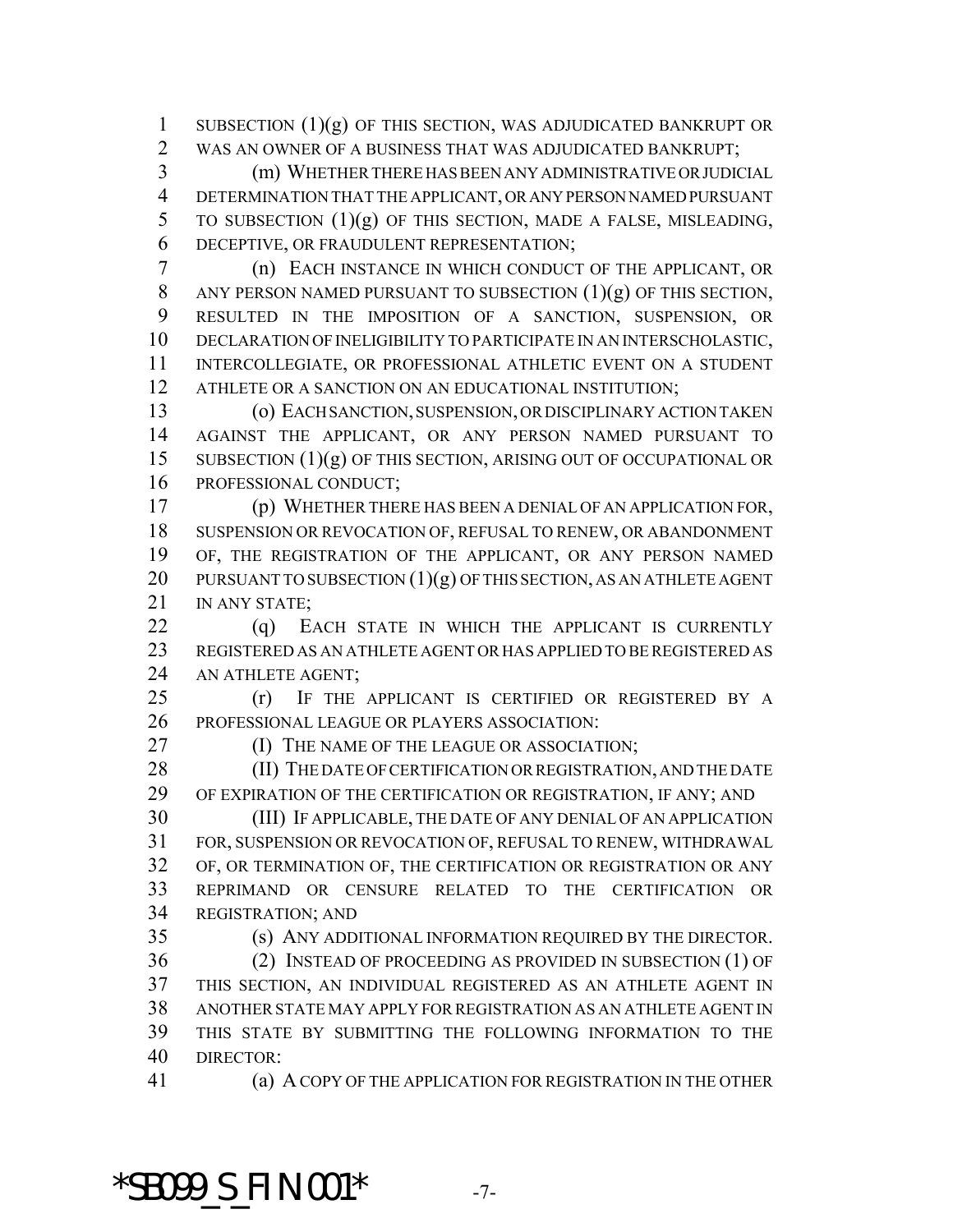SUBSECTION (1)(g) OF THIS SECTION, WAS ADJUDICATED BANKRUPT OR WAS AN OWNER OF A BUSINESS THAT WAS ADJUDICATED BANKRUPT;

(m) WHETHER THERE HAS BEEN ANY ADMINISTRATIVE OR JUDICIAL DETERMINATION THAT THE APPLICANT, OR ANY PERSON NAMED PURSUANT TO SUBSECTION (1)(g) OF THIS SECTION, MADE A FALSE, MISLEADING, DECEPTIVE, OR FRAUDULENT REPRESENTATION;

(n) EACH INSTANCE IN WHICH CONDUCT OF THE APPLICANT, OR ANY PERSON NAMED PURSUANT TO SUBSECTION (1)(g) OF THIS SECTION, RESULTED IN THE IMPOSITION OF A SANCTION, SUSPENSION, OR DECLARATION OF INELIGIBILITY TO PARTICIPATE IN AN INTERSCHOLASTIC, INTERCOLLEGIATE, OR PROFESSIONAL ATHLETIC EVENT ON A STUDENT ATHLETE OR A SANCTION ON AN EDUCATIONAL INSTITUTION;

(o) EACH SANCTION, SUSPENSION, OR DISCIPLINARY ACTION TAKEN AGAINST THE APPLICANT, OR ANY PERSON NAMED PURSUANT TO SUBSECTION (1)(g) OF THIS SECTION, ARISING OUT OF OCCUPATIONAL OR PROFESSIONAL CONDUCT;

(p) WHETHER THERE HAS BEEN A DENIAL OF AN APPLICATION FOR, SUSPENSION OR REVOCATION OF, REFUSAL TO RENEW, OR ABANDONMENT OF, THE REGISTRATION OF THE APPLICANT, OR ANY PERSON NAMED PURSUANT TO SUBSECTION (1)(g) OF THIS SECTION, AS AN ATHLETE AGENT IN ANY STATE;

(q) EACH STATE IN WHICH THE APPLICANT IS CURRENTLY REGISTERED AS AN ATHLETE AGENT OR HAS APPLIED TO BE REGISTERED AS AN ATHLETE AGENT;

(r) IF THE APPLICANT IS CERTIFIED OR REGISTERED BY A PROFESSIONAL LEAGUE OR PLAYERS ASSOCIATION:

(I) THE NAME OF THE LEAGUE OR ASSOCIATION;

(II) THE DATE OF CERTIFICATION OR REGISTRATION, AND THE DATE OF EXPIRATION OF THE CERTIFICATION OR REGISTRATION, IF ANY; AND

(III) IF APPLICABLE, THE DATE OF ANY DENIAL OF AN APPLICATION FOR, SUSPENSION OR REVOCATION OF, REFUSAL TO RENEW, WITHDRAWAL OF, OR TERMINATION OF, THE CERTIFICATION OR REGISTRATION OR ANY REPRIMAND OR CENSURE RELATED TO THE CERTIFICATION OR REGISTRATION; AND

(s) ANY ADDITIONAL INFORMATION REQUIRED BY THE DIRECTOR.

(2) INSTEAD OF PROCEEDING AS PROVIDED IN SUBSECTION (1) OF THIS SECTION, AN INDIVIDUAL REGISTERED AS AN ATHLETE AGENT IN ANOTHER STATE MAY APPLY FOR REGISTRATION AS AN ATHLETE AGENT IN THIS STATE BY SUBMITTING THE FOLLOWING INFORMATION TO THE DIRECTOR:

(a) A COPY OF THE APPLICATION FOR REGISTRATION IN THE OTHER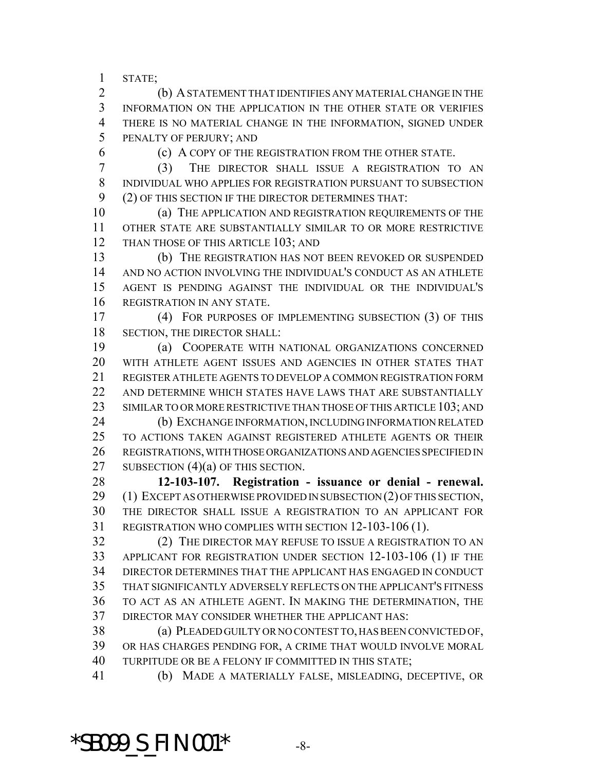STATE;

(b) A STATEMENT THAT IDENTIFIES ANY MATERIAL CHANGE IN THE INFORMATION ON THE APPLICATION IN THE OTHER STATE OR VERIFIES THERE IS NO MATERIAL CHANGE IN THE INFORMATION, SIGNED UNDER PENALTY OF PERJURY; AND

(c) A COPY OF THE REGISTRATION FROM THE OTHER STATE.

(3) THE DIRECTOR SHALL ISSUE A REGISTRATION TO AN INDIVIDUAL WHO APPLIES FOR REGISTRATION PURSUANT TO SUBSECTION (2) OF THIS SECTION IF THE DIRECTOR DETERMINES THAT:

(a) THE APPLICATION AND REGISTRATION REQUIREMENTS OF THE OTHER STATE ARE SUBSTANTIALLY SIMILAR TO OR MORE RESTRICTIVE THAN THOSE OF THIS ARTICLE 103; AND

(b) THE REGISTRATION HAS NOT BEEN REVOKED OR SUSPENDED AND NO ACTION INVOLVING THE INDIVIDUAL'S CONDUCT AS AN ATHLETE AGENT IS PENDING AGAINST THE INDIVIDUAL OR THE INDIVIDUAL'S REGISTRATION IN ANY STATE.

(4) FOR PURPOSES OF IMPLEMENTING SUBSECTION (3) OF THIS SECTION, THE DIRECTOR SHALL:

(a) COOPERATE WITH NATIONAL ORGANIZATIONS CONCERNED WITH ATHLETE AGENT ISSUES AND AGENCIES IN OTHER STATES THAT REGISTER ATHLETE AGENTS TO DEVELOP A COMMON REGISTRATION FORM AND DETERMINE WHICH STATES HAVE LAWS THAT ARE SUBSTANTIALLY SIMILAR TO OR MORE RESTRICTIVE THAN THOSE OF THIS ARTICLE 103; AND

(b) EXCHANGE INFORMATION, INCLUDING INFORMATION RELATED TO ACTIONS TAKEN AGAINST REGISTERED ATHLETE AGENTS OR THEIR REGISTRATIONS, WITH THOSE ORGANIZATIONS AND AGENCIES SPECIFIED IN SUBSECTION (4)(a) OF THIS SECTION.

**12-103-107. Registration - issuance or denial - renewal.** (1) EXCEPT AS OTHERWISE PROVIDED IN SUBSECTION (2) OF THIS SECTION, THE DIRECTOR SHALL ISSUE A REGISTRATION TO AN APPLICANT FOR REGISTRATION WHO COMPLIES WITH SECTION 12-103-106 (1).

(2) THE DIRECTOR MAY REFUSE TO ISSUE A REGISTRATION TO AN APPLICANT FOR REGISTRATION UNDER SECTION 12-103-106 (1) IF THE DIRECTOR DETERMINES THAT THE APPLICANT HAS ENGAGED IN CONDUCT THAT SIGNIFICANTLY ADVERSELY REFLECTS ON THE APPLICANT'S FITNESS TO ACT AS AN ATHLETE AGENT. IN MAKING THE DETERMINATION, THE DIRECTOR MAY CONSIDER WHETHER THE APPLICANT HAS:

(a) PLEADED GUILTY OR NO CONTEST TO, HAS BEEN CONVICTED OF, OR HAS CHARGES PENDING FOR, A CRIME THAT WOULD INVOLVE MORAL TURPITUDE OR BE A FELONY IF COMMITTED IN THIS STATE;

(b) MADE A MATERIALLY FALSE, MISLEADING, DECEPTIVE, OR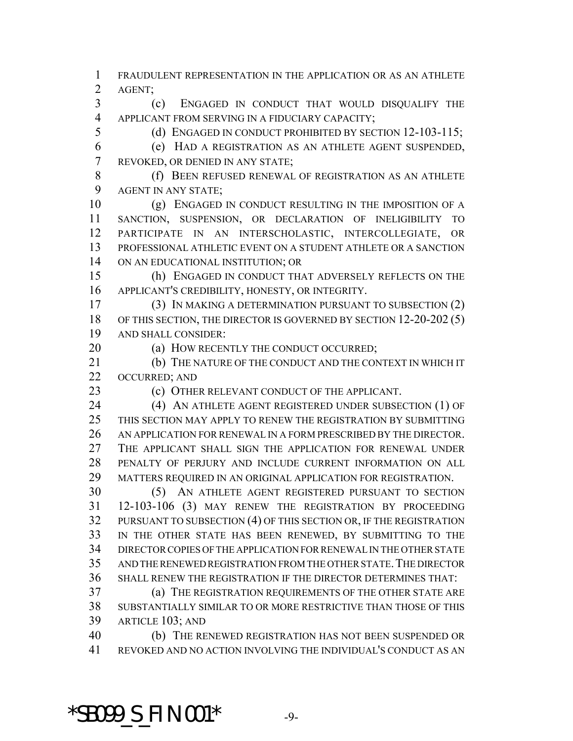FRAUDULENT REPRESENTATION IN THE APPLICATION OR AS AN ATHLETE AGENT;

(c) ENGAGED IN CONDUCT THAT WOULD DISQUALIFY THE APPLICANT FROM SERVING IN A FIDUCIARY CAPACITY;

(d) ENGAGED IN CONDUCT PROHIBITED BY SECTION 12-103-115;

(e) HAD A REGISTRATION AS AN ATHLETE AGENT SUSPENDED, REVOKED, OR DENIED IN ANY STATE;

(f) BEEN REFUSED RENEWAL OF REGISTRATION AS AN ATHLETE AGENT IN ANY STATE;

(g) ENGAGED IN CONDUCT RESULTING IN THE IMPOSITION OF A SANCTION, SUSPENSION, OR DECLARATION OF INELIGIBILITY TO PARTICIPATE IN AN INTERSCHOLASTIC, INTERCOLLEGIATE, OR PROFESSIONAL ATHLETIC EVENT ON A STUDENT ATHLETE OR A SANCTION ON AN EDUCATIONAL INSTITUTION; OR

(h) ENGAGED IN CONDUCT THAT ADVERSELY REFLECTS ON THE APPLICANT'S CREDIBILITY, HONESTY, OR INTEGRITY.

(3) IN MAKING A DETERMINATION PURSUANT TO SUBSECTION (2) OF THIS SECTION, THE DIRECTOR IS GOVERNED BY SECTION 12-20-202 (5) AND SHALL CONSIDER:

(a) HOW RECENTLY THE CONDUCT OCCURRED;

(b) THE NATURE OF THE CONDUCT AND THE CONTEXT IN WHICH IT OCCURRED; AND

(c) OTHER RELEVANT CONDUCT OF THE APPLICANT.

(4) AN ATHLETE AGENT REGISTERED UNDER SUBSECTION (1) OF THIS SECTION MAY APPLY TO RENEW THE REGISTRATION BY SUBMITTING AN APPLICATION FOR RENEWAL IN A FORM PRESCRIBED BY THE DIRECTOR. THE APPLICANT SHALL SIGN THE APPLICATION FOR RENEWAL UNDER PENALTY OF PERJURY AND INCLUDE CURRENT INFORMATION ON ALL MATTERS REQUIRED IN AN ORIGINAL APPLICATION FOR REGISTRATION.

(5) AN ATHLETE AGENT REGISTERED PURSUANT TO SECTION 12-103-106 (3) MAY RENEW THE REGISTRATION BY PROCEEDING PURSUANT TO SUBSECTION (4) OF THIS SECTION OR, IF THE REGISTRATION IN THE OTHER STATE HAS BEEN RENEWED, BY SUBMITTING TO THE DIRECTOR COPIES OF THE APPLICATION FOR RENEWAL IN THE OTHER STATE AND THE RENEWED REGISTRATION FROM THE OTHER STATE. THE DIRECTOR SHALL RENEW THE REGISTRATION IF THE DIRECTOR DETERMINES THAT:

(a) THE REGISTRATION REQUIREMENTS OF THE OTHER STATE ARE SUBSTANTIALLY SIMILAR TO OR MORE RESTRICTIVE THAN THOSE OF THIS ARTICLE 103; AND

(b) THE RENEWED REGISTRATION HAS NOT BEEN SUSPENDED OR REVOKED AND NO ACTION INVOLVING THE INDIVIDUAL'S CONDUCT AS AN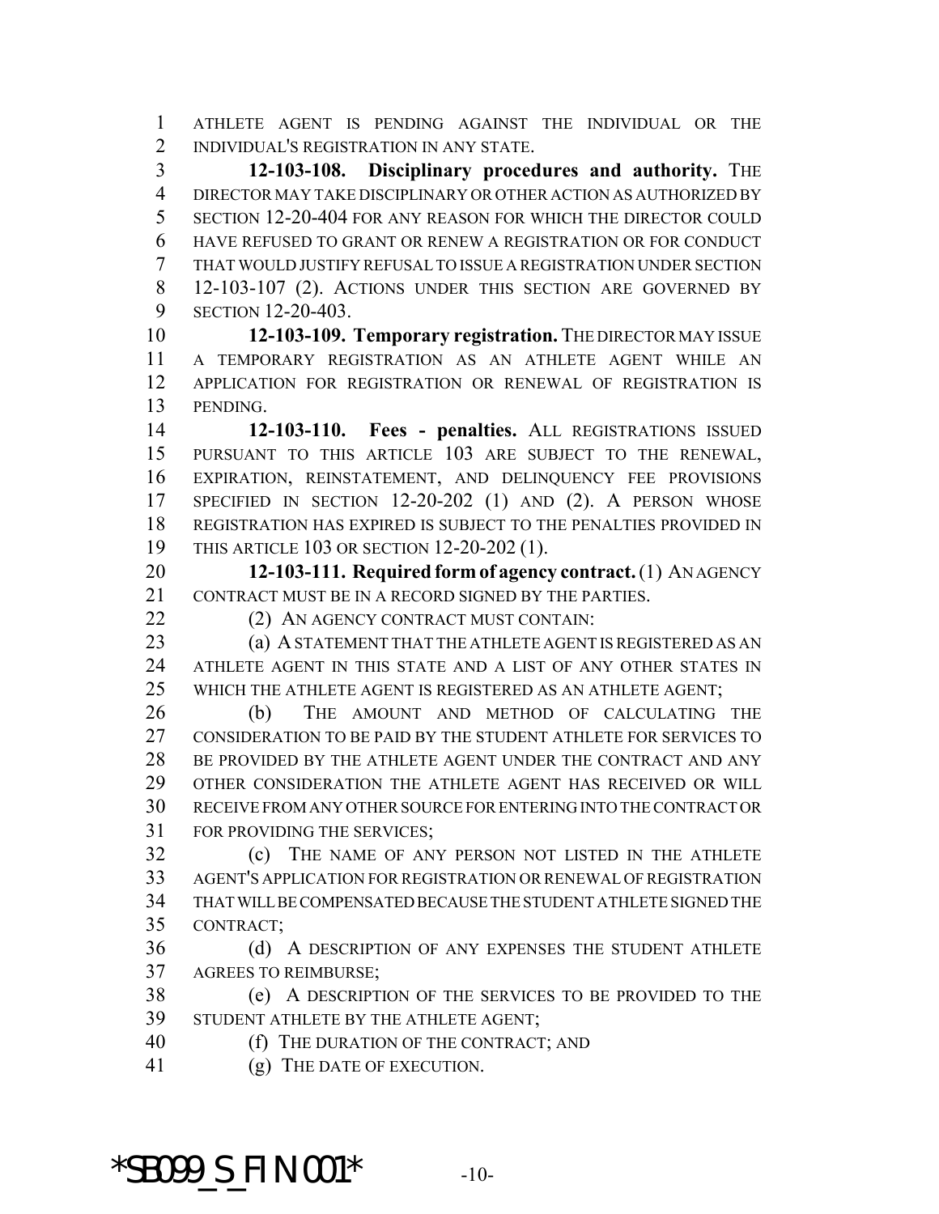ATHLETE AGENT IS PENDING AGAINST THE INDIVIDUAL OR THE INDIVIDUAL'S REGISTRATION IN ANY STATE.

**12-103-108. Disciplinary procedures and authority.** THE DIRECTOR MAY TAKE DISCIPLINARY OR OTHER ACTION AS AUTHORIZED BY SECTION 12-20-404 FOR ANY REASON FOR WHICH THE DIRECTOR COULD HAVE REFUSED TO GRANT OR RENEW A REGISTRATION OR FOR CONDUCT THAT WOULD JUSTIFY REFUSAL TO ISSUE A REGISTRATION UNDER SECTION 12-103-107 (2). ACTIONS UNDER THIS SECTION ARE GOVERNED BY SECTION 12-20-403.

**12-103-109. Temporary registration.** THE DIRECTOR MAY ISSUE A TEMPORARY REGISTRATION AS AN ATHLETE AGENT WHILE AN APPLICATION FOR REGISTRATION OR RENEWAL OF REGISTRATION IS PENDING.

**12-103-110. Fees - penalties.** ALL REGISTRATIONS ISSUED PURSUANT TO THIS ARTICLE 103 ARE SUBJECT TO THE RENEWAL, EXPIRATION, REINSTATEMENT, AND DELINQUENCY FEE PROVISIONS SPECIFIED IN SECTION 12-20-202 (1) AND (2). A PERSON WHOSE REGISTRATION HAS EXPIRED IS SUBJECT TO THE PENALTIES PROVIDED IN THIS ARTICLE 103 OR SECTION 12-20-202 (1).

**12-103-111. Required form of agency contract.** (1) AN AGENCY CONTRACT MUST BE IN A RECORD SIGNED BY THE PARTIES.

(2) AN AGENCY CONTRACT MUST CONTAIN:

(a) A STATEMENT THAT THE ATHLETE AGENT IS REGISTERED AS AN ATHLETE AGENT IN THIS STATE AND A LIST OF ANY OTHER STATES IN WHICH THE ATHLETE AGENT IS REGISTERED AS AN ATHLETE AGENT;

(b) THE AMOUNT AND METHOD OF CALCULATING THE CONSIDERATION TO BE PAID BY THE STUDENT ATHLETE FOR SERVICES TO BE PROVIDED BY THE ATHLETE AGENT UNDER THE CONTRACT AND ANY OTHER CONSIDERATION THE ATHLETE AGENT HAS RECEIVED OR WILL RECEIVE FROM ANY OTHER SOURCE FOR ENTERING INTO THE CONTRACT OR FOR PROVIDING THE SERVICES;

(c) THE NAME OF ANY PERSON NOT LISTED IN THE ATHLETE AGENT'S APPLICATION FOR REGISTRATION OR RENEWAL OF REGISTRATION THAT WILL BE COMPENSATED BECAUSE THE STUDENT ATHLETE SIGNED THE CONTRACT;

(d) A DESCRIPTION OF ANY EXPENSES THE STUDENT ATHLETE AGREES TO REIMBURSE;

(e) A DESCRIPTION OF THE SERVICES TO BE PROVIDED TO THE STUDENT ATHLETE BY THE ATHLETE AGENT;

(f) THE DURATION OF THE CONTRACT; AND

(g) THE DATE OF EXECUTION.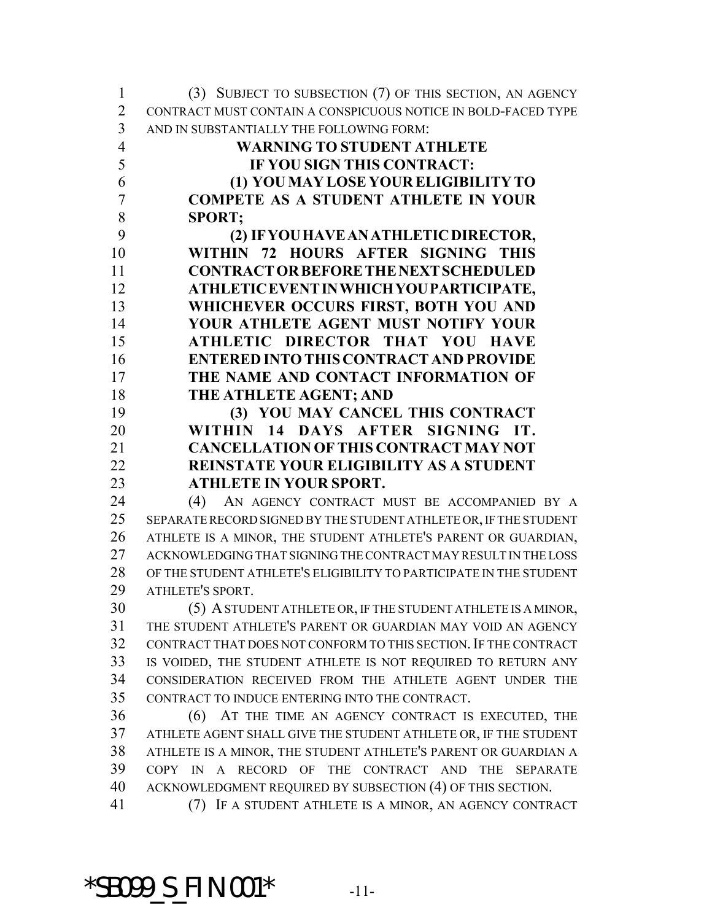(3) SUBJECT TO SUBSECTION (7) OF THIS SECTION, AN AGENCY CONTRACT MUST CONTAIN A CONSPICUOUS NOTICE IN BOLD-FACED TYPE AND IN SUBSTANTIALLY THE FOLLOWING FORM:

**WARNING TO STUDENT ATHLETE**

**IF YOU SIGN THIS CONTRACT:**

**(1) YOU MAY LOSE YOUR ELIGIBILITY TO COMPETE AS A STUDENT ATHLETE IN YOUR SPORT;**

**(2) IF YOU HAVE AN ATHLETIC DIRECTOR, WITHIN 72 HOURS AFTER SIGNING THIS CONTRACT OR BEFORE THE NEXT SCHEDULED ATHLETIC EVENT IN WHICH YOU PARTICIPATE, WHICHEVER OCCURS FIRST, BOTH YOU AND YOUR ATHLETE AGENT MUST NOTIFY YOUR ATHLETIC DIRECTOR THAT YOU HAVE ENTERED INTO THIS CONTRACT AND PROVIDE THE NAME AND CONTACT INFORMATION OF THE ATHLETE AGENT; AND**

**(3) YOU MAY CANCEL THIS CONTRACT WITHIN 14 DAYS AFTER SIGNING IT. CANCELLATION OF THIS CONTRACT MAY NOT REINSTATE YOUR ELIGIBILITY AS A STUDENT ATHLETE IN YOUR SPORT.**

(4) AN AGENCY CONTRACT MUST BE ACCOMPANIED BY A SEPARATE RECORD SIGNED BY THE STUDENT ATHLETE OR, IF THE STUDENT ATHLETE IS A MINOR, THE STUDENT ATHLETE'S PARENT OR GUARDIAN, ACKNOWLEDGING THAT SIGNING THE CONTRACT MAY RESULT IN THE LOSS OF THE STUDENT ATHLETE'S ELIGIBILITY TO PARTICIPATE IN THE STUDENT ATHLETE'S SPORT.

(5) A STUDENT ATHLETE OR, IF THE STUDENT ATHLETE IS A MINOR, THE STUDENT ATHLETE'S PARENT OR GUARDIAN MAY VOID AN AGENCY CONTRACT THAT DOES NOT CONFORM TO THIS SECTION. IF THE CONTRACT IS VOIDED, THE STUDENT ATHLETE IS NOT REQUIRED TO RETURN ANY CONSIDERATION RECEIVED FROM THE ATHLETE AGENT UNDER THE CONTRACT TO INDUCE ENTERING INTO THE CONTRACT.

(6) AT THE TIME AN AGENCY CONTRACT IS EXECUTED, THE ATHLETE AGENT SHALL GIVE THE STUDENT ATHLETE OR, IF THE STUDENT ATHLETE IS A MINOR, THE STUDENT ATHLETE'S PARENT OR GUARDIAN A COPY IN A RECORD OF THE CONTRACT AND THE SEPARATE ACKNOWLEDGMENT REQUIRED BY SUBSECTION (4) OF THIS SECTION.

(7) IF A STUDENT ATHLETE IS A MINOR, AN AGENCY CONTRACT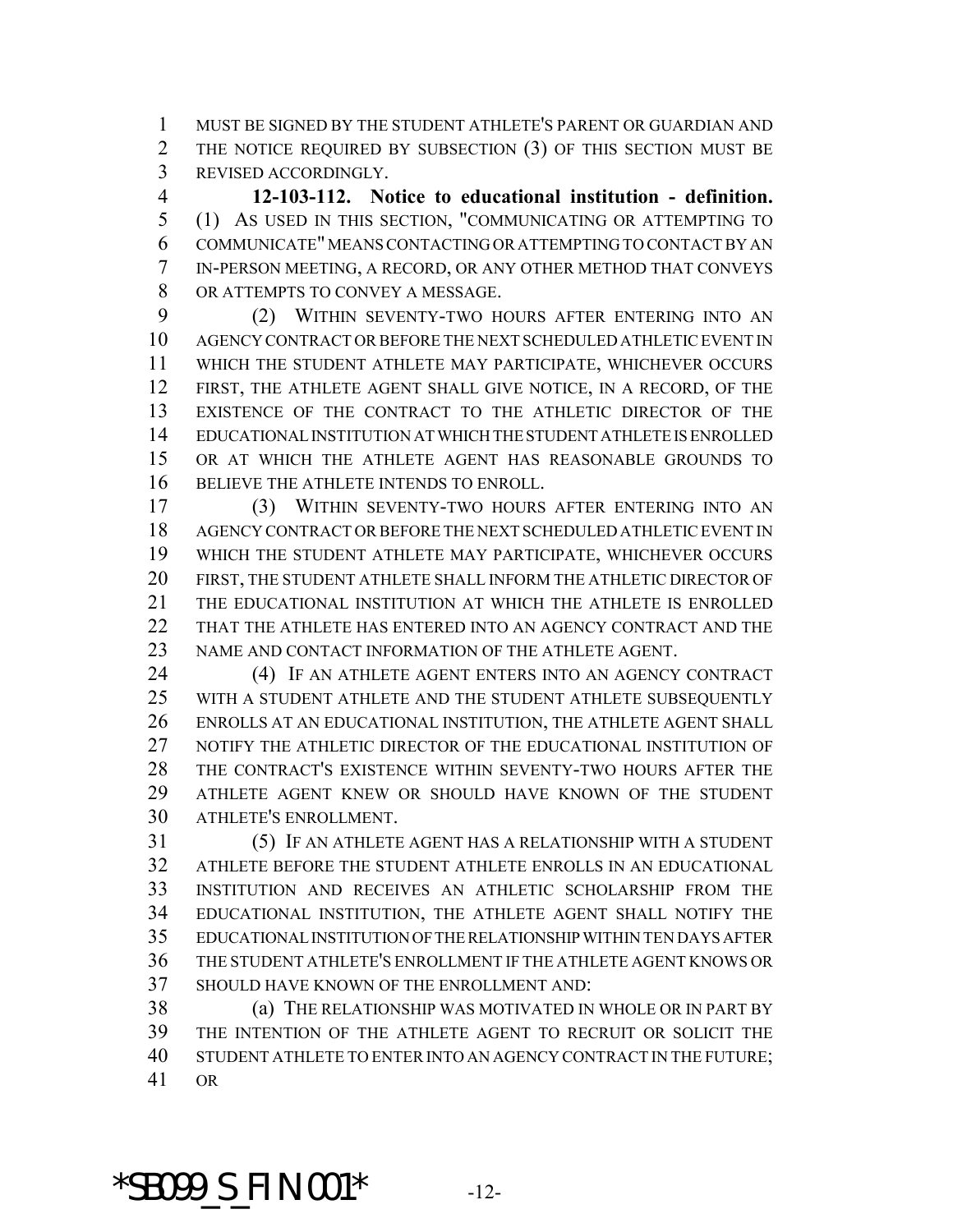MUST BE SIGNED BY THE STUDENT ATHLETE'S PARENT OR GUARDIAN AND THE NOTICE REQUIRED BY SUBSECTION (3) OF THIS SECTION MUST BE REVISED ACCORDINGLY.

**12-103-112. Notice to educational institution - definition.** (1) AS USED IN THIS SECTION, "COMMUNICATING OR ATTEMPTING TO COMMUNICATE" MEANS CONTACTING OR ATTEMPTING TO CONTACT BY AN IN-PERSON MEETING, A RECORD, OR ANY OTHER METHOD THAT CONVEYS OR ATTEMPTS TO CONVEY A MESSAGE.

(2) WITHIN SEVENTY-TWO HOURS AFTER ENTERING INTO AN AGENCY CONTRACT OR BEFORE THE NEXT SCHEDULED ATHLETIC EVENT IN WHICH THE STUDENT ATHLETE MAY PARTICIPATE, WHICHEVER OCCURS FIRST, THE ATHLETE AGENT SHALL GIVE NOTICE, IN A RECORD, OF THE EXISTENCE OF THE CONTRACT TO THE ATHLETIC DIRECTOR OF THE EDUCATIONAL INSTITUTION AT WHICH THE STUDENT ATHLETE IS ENROLLED OR AT WHICH THE ATHLETE AGENT HAS REASONABLE GROUNDS TO BELIEVE THE ATHLETE INTENDS TO ENROLL.

(3) WITHIN SEVENTY-TWO HOURS AFTER ENTERING INTO AN AGENCY CONTRACT OR BEFORE THE NEXT SCHEDULED ATHLETIC EVENT IN WHICH THE STUDENT ATHLETE MAY PARTICIPATE, WHICHEVER OCCURS FIRST, THE STUDENT ATHLETE SHALL INFORM THE ATHLETIC DIRECTOR OF THE EDUCATIONAL INSTITUTION AT WHICH THE ATHLETE IS ENROLLED THAT THE ATHLETE HAS ENTERED INTO AN AGENCY CONTRACT AND THE NAME AND CONTACT INFORMATION OF THE ATHLETE AGENT.

(4) IF AN ATHLETE AGENT ENTERS INTO AN AGENCY CONTRACT WITH A STUDENT ATHLETE AND THE STUDENT ATHLETE SUBSEQUENTLY ENROLLS AT AN EDUCATIONAL INSTITUTION, THE ATHLETE AGENT SHALL NOTIFY THE ATHLETIC DIRECTOR OF THE EDUCATIONAL INSTITUTION OF THE CONTRACT'S EXISTENCE WITHIN SEVENTY-TWO HOURS AFTER THE ATHLETE AGENT KNEW OR SHOULD HAVE KNOWN OF THE STUDENT ATHLETE'S ENROLLMENT.

(5) IF AN ATHLETE AGENT HAS A RELATIONSHIP WITH A STUDENT ATHLETE BEFORE THE STUDENT ATHLETE ENROLLS IN AN EDUCATIONAL INSTITUTION AND RECEIVES AN ATHLETIC SCHOLARSHIP FROM THE EDUCATIONAL INSTITUTION, THE ATHLETE AGENT SHALL NOTIFY THE EDUCATIONAL INSTITUTION OF THE RELATIONSHIP WITHIN TEN DAYS AFTER THE STUDENT ATHLETE'S ENROLLMENT IF THE ATHLETE AGENT KNOWS OR SHOULD HAVE KNOWN OF THE ENROLLMENT AND:

(a) THE RELATIONSHIP WAS MOTIVATED IN WHOLE OR IN PART BY THE INTENTION OF THE ATHLETE AGENT TO RECRUIT OR SOLICIT THE STUDENT ATHLETE TO ENTER INTO AN AGENCY CONTRACT IN THE FUTURE; OR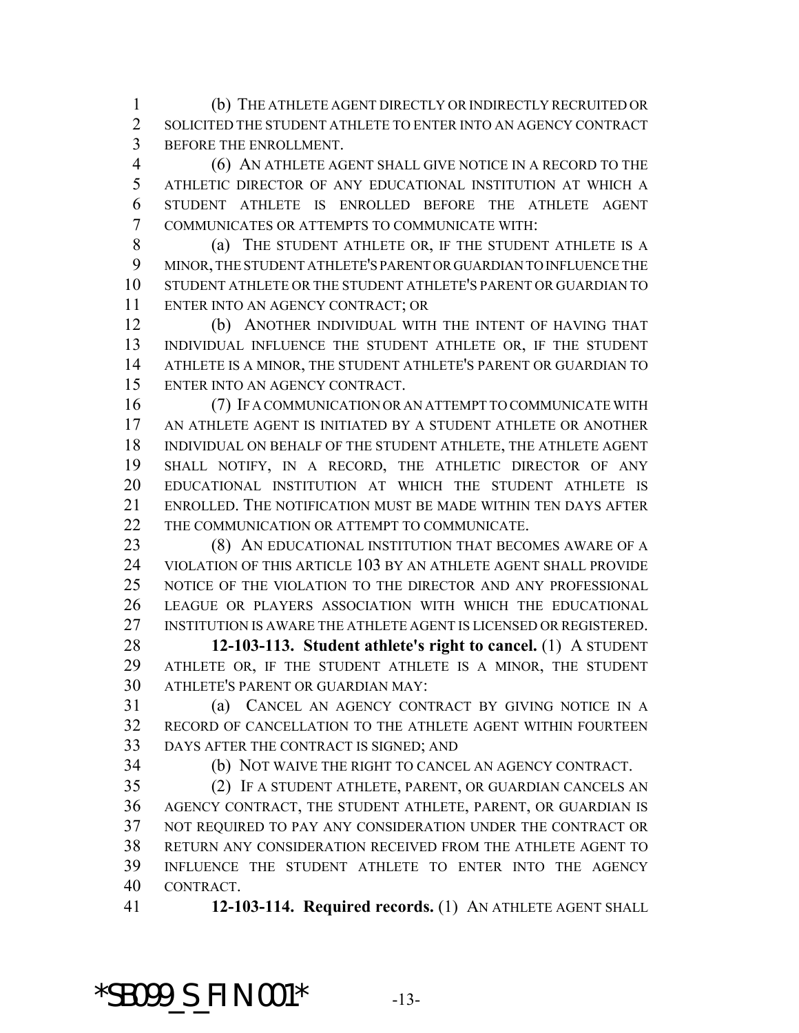(b) THE ATHLETE AGENT DIRECTLY OR INDIRECTLY RECRUITED OR SOLICITED THE STUDENT ATHLETE TO ENTER INTO AN AGENCY CONTRACT BEFORE THE ENROLLMENT.

(6) AN ATHLETE AGENT SHALL GIVE NOTICE IN A RECORD TO THE ATHLETIC DIRECTOR OF ANY EDUCATIONAL INSTITUTION AT WHICH A STUDENT ATHLETE IS ENROLLED BEFORE THE ATHLETE AGENT COMMUNICATES OR ATTEMPTS TO COMMUNICATE WITH:

(a) THE STUDENT ATHLETE OR, IF THE STUDENT ATHLETE IS A MINOR, THE STUDENT ATHLETE'S PARENT OR GUARDIAN TO INFLUENCE THE STUDENT ATHLETE OR THE STUDENT ATHLETE'S PARENT OR GUARDIAN TO ENTER INTO AN AGENCY CONTRACT; OR

(b) ANOTHER INDIVIDUAL WITH THE INTENT OF HAVING THAT INDIVIDUAL INFLUENCE THE STUDENT ATHLETE OR, IF THE STUDENT ATHLETE IS A MINOR, THE STUDENT ATHLETE'S PARENT OR GUARDIAN TO ENTER INTO AN AGENCY CONTRACT.

(7) IF A COMMUNICATION OR AN ATTEMPT TO COMMUNICATE WITH AN ATHLETE AGENT IS INITIATED BY A STUDENT ATHLETE OR ANOTHER INDIVIDUAL ON BEHALF OF THE STUDENT ATHLETE, THE ATHLETE AGENT SHALL NOTIFY, IN A RECORD, THE ATHLETIC DIRECTOR OF ANY EDUCATIONAL INSTITUTION AT WHICH THE STUDENT ATHLETE IS ENROLLED. THE NOTIFICATION MUST BE MADE WITHIN TEN DAYS AFTER THE COMMUNICATION OR ATTEMPT TO COMMUNICATE.

(8) AN EDUCATIONAL INSTITUTION THAT BECOMES AWARE OF A VIOLATION OF THIS ARTICLE 103 BY AN ATHLETE AGENT SHALL PROVIDE NOTICE OF THE VIOLATION TO THE DIRECTOR AND ANY PROFESSIONAL LEAGUE OR PLAYERS ASSOCIATION WITH WHICH THE EDUCATIONAL INSTITUTION IS AWARE THE ATHLETE AGENT IS LICENSED OR REGISTERED.

**12-103-113. Student athlete's right to cancel.** (1) A STUDENT ATHLETE OR, IF THE STUDENT ATHLETE IS A MINOR, THE STUDENT ATHLETE'S PARENT OR GUARDIAN MAY:

(a) CANCEL AN AGENCY CONTRACT BY GIVING NOTICE IN A RECORD OF CANCELLATION TO THE ATHLETE AGENT WITHIN FOURTEEN DAYS AFTER THE CONTRACT IS SIGNED; AND

(b) NOT WAIVE THE RIGHT TO CANCEL AN AGENCY CONTRACT.

(2) IF A STUDENT ATHLETE, PARENT, OR GUARDIAN CANCELS AN AGENCY CONTRACT, THE STUDENT ATHLETE, PARENT, OR GUARDIAN IS NOT REQUIRED TO PAY ANY CONSIDERATION UNDER THE CONTRACT OR RETURN ANY CONSIDERATION RECEIVED FROM THE ATHLETE AGENT TO INFLUENCE THE STUDENT ATHLETE TO ENTER INTO THE AGENCY CONTRACT.

**12-103-114. Required records.** (1) AN ATHLETE AGENT SHALL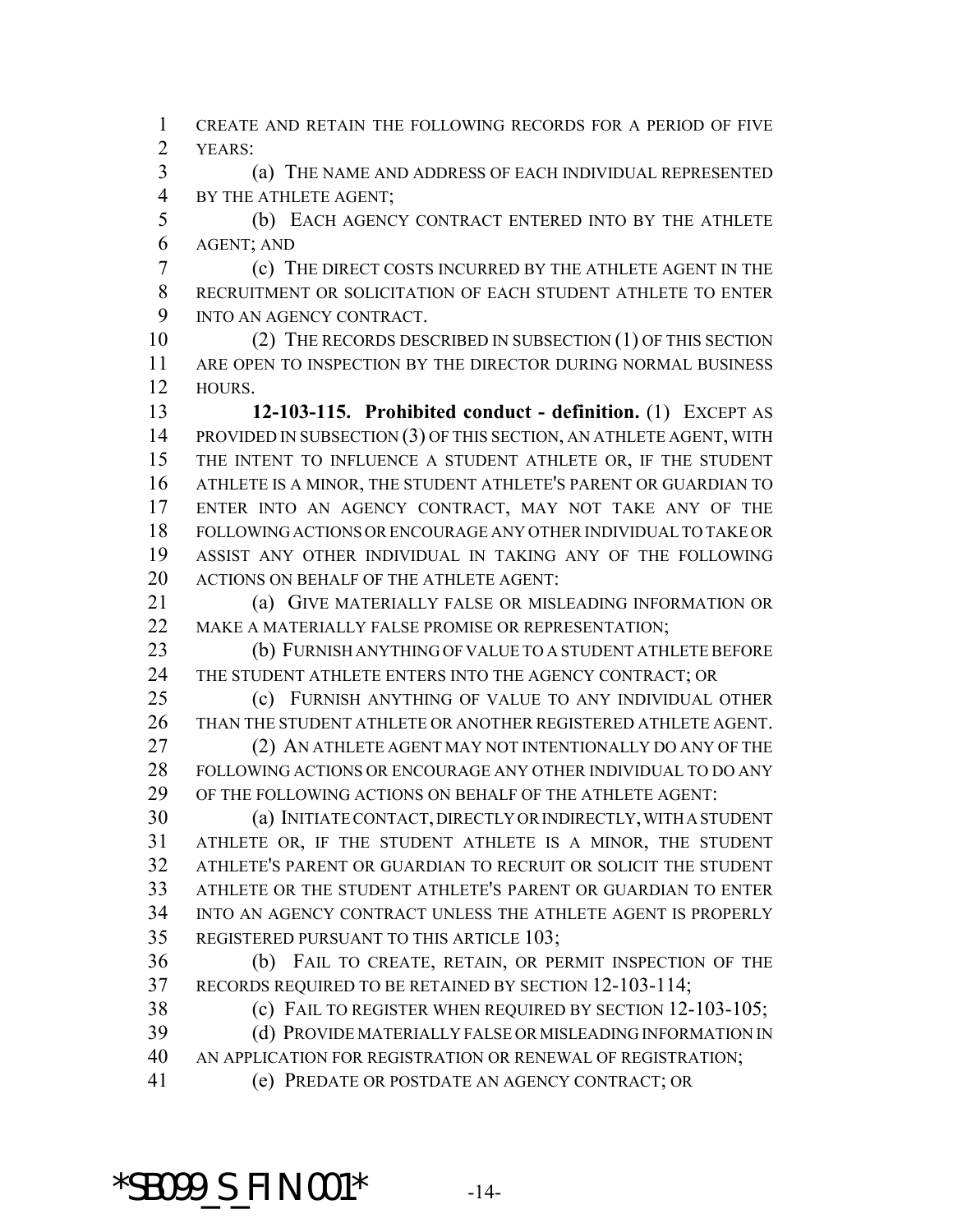CREATE AND RETAIN THE FOLLOWING RECORDS FOR A PERIOD OF FIVE YEARS:

(a) THE NAME AND ADDRESS OF EACH INDIVIDUAL REPRESENTED BY THE ATHLETE AGENT;

(b) EACH AGENCY CONTRACT ENTERED INTO BY THE ATHLETE AGENT; AND

(c) THE DIRECT COSTS INCURRED BY THE ATHLETE AGENT IN THE RECRUITMENT OR SOLICITATION OF EACH STUDENT ATHLETE TO ENTER INTO AN AGENCY CONTRACT.

(2) THE RECORDS DESCRIBED IN SUBSECTION (1) OF THIS SECTION ARE OPEN TO INSPECTION BY THE DIRECTOR DURING NORMAL BUSINESS HOURS.

**12-103-115. Prohibited conduct - definition.** (1) EXCEPT AS PROVIDED IN SUBSECTION (3) OF THIS SECTION, AN ATHLETE AGENT, WITH THE INTENT TO INFLUENCE A STUDENT ATHLETE OR, IF THE STUDENT ATHLETE IS A MINOR, THE STUDENT ATHLETE'S PARENT OR GUARDIAN TO ENTER INTO AN AGENCY CONTRACT, MAY NOT TAKE ANY OF THE FOLLOWING ACTIONS OR ENCOURAGE ANY OTHER INDIVIDUAL TO TAKE OR ASSIST ANY OTHER INDIVIDUAL IN TAKING ANY OF THE FOLLOWING ACTIONS ON BEHALF OF THE ATHLETE AGENT:

(a) GIVE MATERIALLY FALSE OR MISLEADING INFORMATION OR MAKE A MATERIALLY FALSE PROMISE OR REPRESENTATION;

(b) FURNISH ANYTHING OF VALUE TO A STUDENT ATHLETE BEFORE THE STUDENT ATHLETE ENTERS INTO THE AGENCY CONTRACT; OR

(c) FURNISH ANYTHING OF VALUE TO ANY INDIVIDUAL OTHER THAN THE STUDENT ATHLETE OR ANOTHER REGISTERED ATHLETE AGENT.

(2) AN ATHLETE AGENT MAY NOT INTENTIONALLY DO ANY OF THE FOLLOWING ACTIONS OR ENCOURAGE ANY OTHER INDIVIDUAL TO DO ANY OF THE FOLLOWING ACTIONS ON BEHALF OF THE ATHLETE AGENT:

(a) INITIATE CONTACT, DIRECTLY OR INDIRECTLY, WITH A STUDENT ATHLETE OR, IF THE STUDENT ATHLETE IS A MINOR, THE STUDENT ATHLETE'S PARENT OR GUARDIAN TO RECRUIT OR SOLICIT THE STUDENT ATHLETE OR THE STUDENT ATHLETE'S PARENT OR GUARDIAN TO ENTER INTO AN AGENCY CONTRACT UNLESS THE ATHLETE AGENT IS PROPERLY REGISTERED PURSUANT TO THIS ARTICLE 103;

(b) FAIL TO CREATE, RETAIN, OR PERMIT INSPECTION OF THE RECORDS REQUIRED TO BE RETAINED BY SECTION 12-103-114;

(c) FAIL TO REGISTER WHEN REQUIRED BY SECTION 12-103-105;

(d) PROVIDE MATERIALLY FALSE OR MISLEADING INFORMATION IN AN APPLICATION FOR REGISTRATION OR RENEWAL OF REGISTRATION;

(e) PREDATE OR POSTDATE AN AGENCY CONTRACT; OR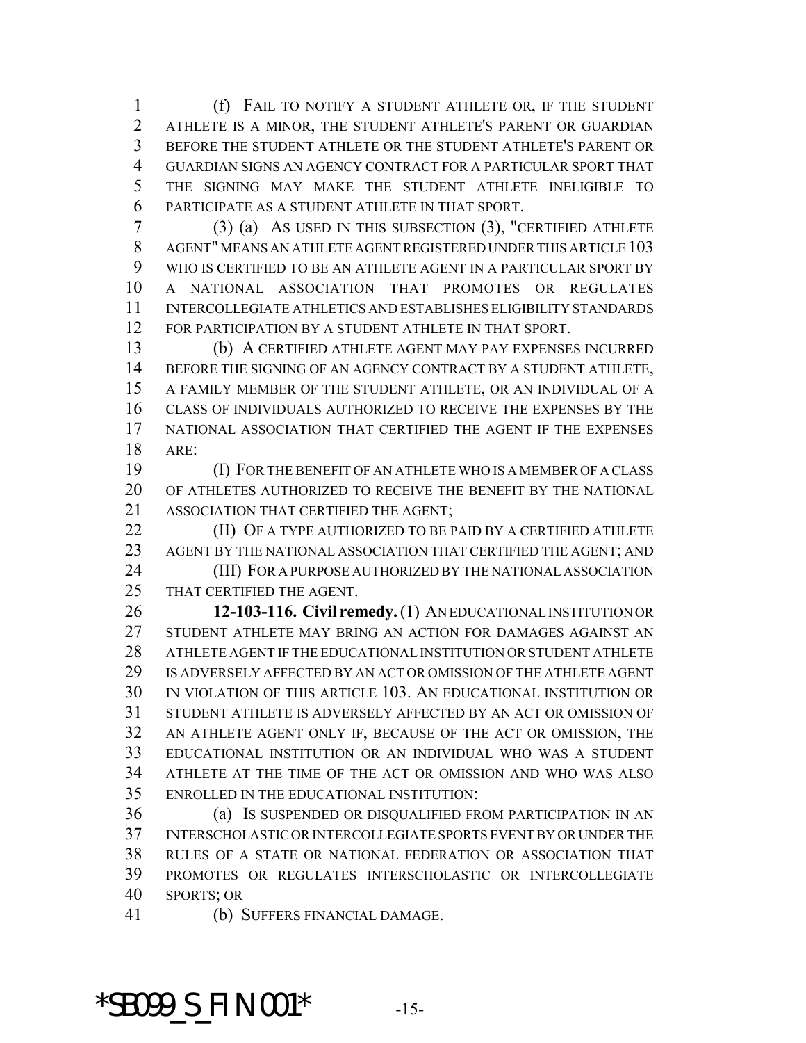(f) FAIL TO NOTIFY A STUDENT ATHLETE OR, IF THE STUDENT ATHLETE IS A MINOR, THE STUDENT ATHLETE'S PARENT OR GUARDIAN BEFORE THE STUDENT ATHLETE OR THE STUDENT ATHLETE'S PARENT OR GUARDIAN SIGNS AN AGENCY CONTRACT FOR A PARTICULAR SPORT THAT THE SIGNING MAY MAKE THE STUDENT ATHLETE INELIGIBLE TO PARTICIPATE AS A STUDENT ATHLETE IN THAT SPORT.

(3) (a) AS USED IN THIS SUBSECTION (3), "CERTIFIED ATHLETE AGENT" MEANS AN ATHLETE AGENT REGISTERED UNDER THIS ARTICLE 103 WHO IS CERTIFIED TO BE AN ATHLETE AGENT IN A PARTICULAR SPORT BY A NATIONAL ASSOCIATION THAT PROMOTES OR REGULATES INTERCOLLEGIATE ATHLETICS AND ESTABLISHES ELIGIBILITY STANDARDS FOR PARTICIPATION BY A STUDENT ATHLETE IN THAT SPORT.

(b) A CERTIFIED ATHLETE AGENT MAY PAY EXPENSES INCURRED BEFORE THE SIGNING OF AN AGENCY CONTRACT BY A STUDENT ATHLETE, A FAMILY MEMBER OF THE STUDENT ATHLETE, OR AN INDIVIDUAL OF A CLASS OF INDIVIDUALS AUTHORIZED TO RECEIVE THE EXPENSES BY THE NATIONAL ASSOCIATION THAT CERTIFIED THE AGENT IF THE EXPENSES ARE:

(I) FOR THE BENEFIT OF AN ATHLETE WHO IS A MEMBER OF A CLASS OF ATHLETES AUTHORIZED TO RECEIVE THE BENEFIT BY THE NATIONAL ASSOCIATION THAT CERTIFIED THE AGENT;

(II) OF A TYPE AUTHORIZED TO BE PAID BY A CERTIFIED ATHLETE AGENT BY THE NATIONAL ASSOCIATION THAT CERTIFIED THE AGENT; AND

(III) FOR A PURPOSE AUTHORIZED BY THE NATIONAL ASSOCIATION THAT CERTIFIED THE AGENT.

**12-103-116. Civil remedy.** (1) AN EDUCATIONAL INSTITUTION OR STUDENT ATHLETE MAY BRING AN ACTION FOR DAMAGES AGAINST AN ATHLETE AGENT IF THE EDUCATIONAL INSTITUTION OR STUDENT ATHLETE IS ADVERSELY AFFECTED BY AN ACT OR OMISSION OF THE ATHLETE AGENT IN VIOLATION OF THIS ARTICLE 103. AN EDUCATIONAL INSTITUTION OR STUDENT ATHLETE IS ADVERSELY AFFECTED BY AN ACT OR OMISSION OF AN ATHLETE AGENT ONLY IF, BECAUSE OF THE ACT OR OMISSION, THE EDUCATIONAL INSTITUTION OR AN INDIVIDUAL WHO WAS A STUDENT ATHLETE AT THE TIME OF THE ACT OR OMISSION AND WHO WAS ALSO ENROLLED IN THE EDUCATIONAL INSTITUTION:

(a) IS SUSPENDED OR DISQUALIFIED FROM PARTICIPATION IN AN INTERSCHOLASTIC OR INTERCOLLEGIATE SPORTS EVENT BY OR UNDER THE RULES OF A STATE OR NATIONAL FEDERATION OR ASSOCIATION THAT PROMOTES OR REGULATES INTERSCHOLASTIC OR INTERCOLLEGIATE SPORTS; OR

(b) SUFFERS FINANCIAL DAMAGE.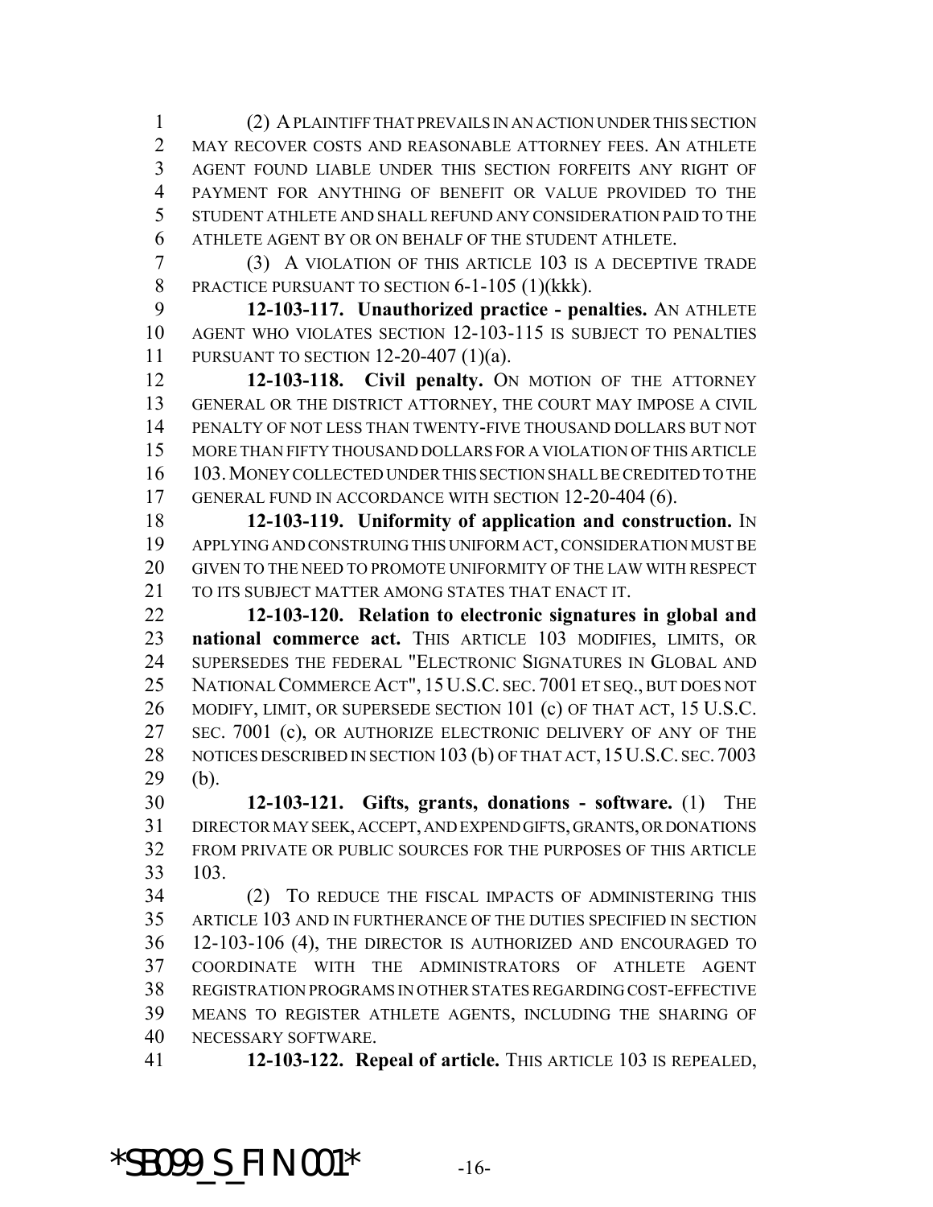(2) A PLAINTIFF THAT PREVAILS IN AN ACTION UNDER THIS SECTION MAY RECOVER COSTS AND REASONABLE ATTORNEY FEES. AN ATHLETE AGENT FOUND LIABLE UNDER THIS SECTION FORFEITS ANY RIGHT OF PAYMENT FOR ANYTHING OF BENEFIT OR VALUE PROVIDED TO THE STUDENT ATHLETE AND SHALL REFUND ANY CONSIDERATION PAID TO THE ATHLETE AGENT BY OR ON BEHALF OF THE STUDENT ATHLETE.

(3) A VIOLATION OF THIS ARTICLE 103 IS A DECEPTIVE TRADE PRACTICE PURSUANT TO SECTION 6-1-105 (1)(kkk).

**12-103-117. Unauthorized practice - penalties.** AN ATHLETE AGENT WHO VIOLATES SECTION 12-103-115 IS SUBJECT TO PENALTIES PURSUANT TO SECTION 12-20-407 (1)(a).

**12-103-118. Civil penalty.** ON MOTION OF THE ATTORNEY GENERAL OR THE DISTRICT ATTORNEY, THE COURT MAY IMPOSE A CIVIL PENALTY OF NOT LESS THAN TWENTY-FIVE THOUSAND DOLLARS BUT NOT MORE THAN FIFTY THOUSAND DOLLARS FOR A VIOLATION OF THIS ARTICLE 103. MONEY COLLECTED UNDER THIS SECTION SHALL BE CREDITED TO THE GENERAL FUND IN ACCORDANCE WITH SECTION 12-20-404 (6).

**12-103-119. Uniformity of application and construction.** IN APPLYING AND CONSTRUING THIS UNIFORM ACT, CONSIDERATION MUST BE GIVEN TO THE NEED TO PROMOTE UNIFORMITY OF THE LAW WITH RESPECT TO ITS SUBJECT MATTER AMONG STATES THAT ENACT IT.

**12-103-120. Relation to electronic signatures in global and national commerce act.** THIS ARTICLE 103 MODIFIES, LIMITS, OR SUPERSEDES THE FEDERAL "ELECTRONIC SIGNATURES IN GLOBAL AND NATIONAL COMMERCE ACT", 15 U.S.C. SEC. 7001 ET SEQ., BUT DOES NOT MODIFY, LIMIT, OR SUPERSEDE SECTION 101 (c) OF THAT ACT, 15 U.S.C. SEC. 7001 (c), OR AUTHORIZE ELECTRONIC DELIVERY OF ANY OF THE NOTICES DESCRIBED IN SECTION 103 (b) OF THAT ACT, 15 U.S.C. SEC. 7003 (b).

**12-103-121. Gifts, grants, donations - software.** (1) THE DIRECTOR MAY SEEK, ACCEPT, AND EXPEND GIFTS, GRANTS, OR DONATIONS FROM PRIVATE OR PUBLIC SOURCES FOR THE PURPOSES OF THIS ARTICLE 103.

(2) TO REDUCE THE FISCAL IMPACTS OF ADMINISTERING THIS ARTICLE 103 AND IN FURTHERANCE OF THE DUTIES SPECIFIED IN SECTION 12-103-106 (4), THE DIRECTOR IS AUTHORIZED AND ENCOURAGED TO COORDINATE WITH THE ADMINISTRATORS OF ATHLETE AGENT REGISTRATION PROGRAMS IN OTHER STATES REGARDING COST-EFFECTIVE MEANS TO REGISTER ATHLETE AGENTS, INCLUDING THE SHARING OF NECESSARY SOFTWARE.

**12-103-122. Repeal of article.** THIS ARTICLE 103 IS REPEALED,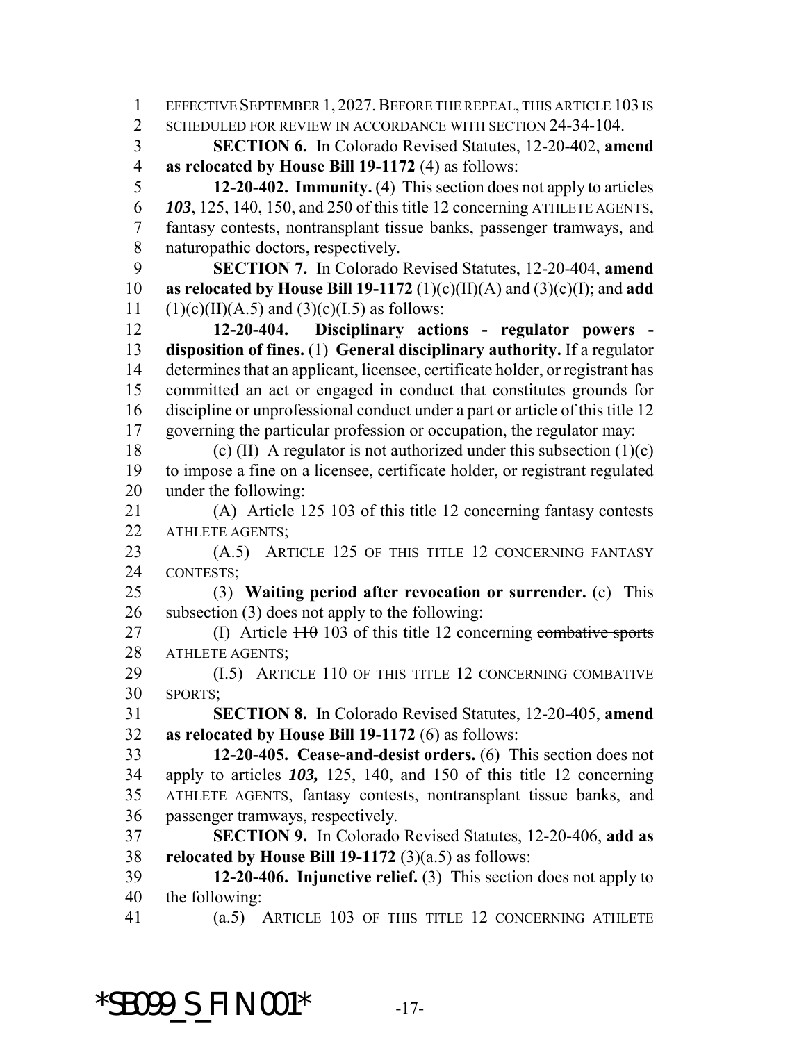EFFECTIVE SEPTEMBER 1, 2027. BEFORE THE REPEAL, THIS ARTICLE 103 IS SCHEDULED FOR REVIEW IN ACCORDANCE WITH SECTION 24-34-104.

**SECTION 6.** In Colorado Revised Statutes, 12-20-402, **amend as relocated by House Bill 19-1172** (4) as follows:

**12-20-402. Immunity.** (4) This section does not apply to articles ***103***, 125, 140, 150, and 250 of this title 12 concerning ATHLETE AGENTS, fantasy contests, nontransplant tissue banks, passenger tramways, and naturopathic doctors, respectively.

**SECTION 7.** In Colorado Revised Statutes, 12-20-404, **amend as relocated by House Bill 19-1172** (1)(c)(II)(A) and (3)(c)(I); and **add** (1)(c)(II)(A.5) and (3)(c)(I.5) as follows:

**12-20-404. Disciplinary actions - regulator powers - disposition of fines.** (1) **General disciplinary authority.** If a regulator determines that an applicant, licensee, certificate holder, or registrant has committed an act or engaged in conduct that constitutes grounds for discipline or unprofessional conduct under a part or article of this title 12 governing the particular profession or occupation, the regulator may:

(c) (II) A regulator is not authorized under this subsection (1)(c) to impose a fine on a licensee, certificate holder, or registrant regulated under the following:

(A) Article ~~125~~ 103 of this title 12 concerning ~~fantasy contests~~ ATHLETE AGENTS;

(A.5) ARTICLE 125 OF THIS TITLE 12 CONCERNING FANTASY CONTESTS;

(3) **Waiting period after revocation or surrender.** (c) This subsection (3) does not apply to the following:

(I) Article ~~110~~ 103 of this title 12 concerning ~~combative sports~~ ATHLETE AGENTS;

(I.5) ARTICLE 110 OF THIS TITLE 12 CONCERNING COMBATIVE SPORTS;

**SECTION 8.** In Colorado Revised Statutes, 12-20-405, **amend as relocated by House Bill 19-1172** (6) as follows:

**12-20-405. Cease-and-desist orders.** (6) This section does not apply to articles ***103,*** 125, 140, and 150 of this title 12 concerning ATHLETE AGENTS, fantasy contests, nontransplant tissue banks, and passenger tramways, respectively.

**SECTION 9.** In Colorado Revised Statutes, 12-20-406, **add as relocated by House Bill 19-1172** (3)(a.5) as follows:

**12-20-406. Injunctive relief.** (3) This section does not apply to the following:

(a.5) ARTICLE 103 OF THIS TITLE 12 CONCERNING ATHLETE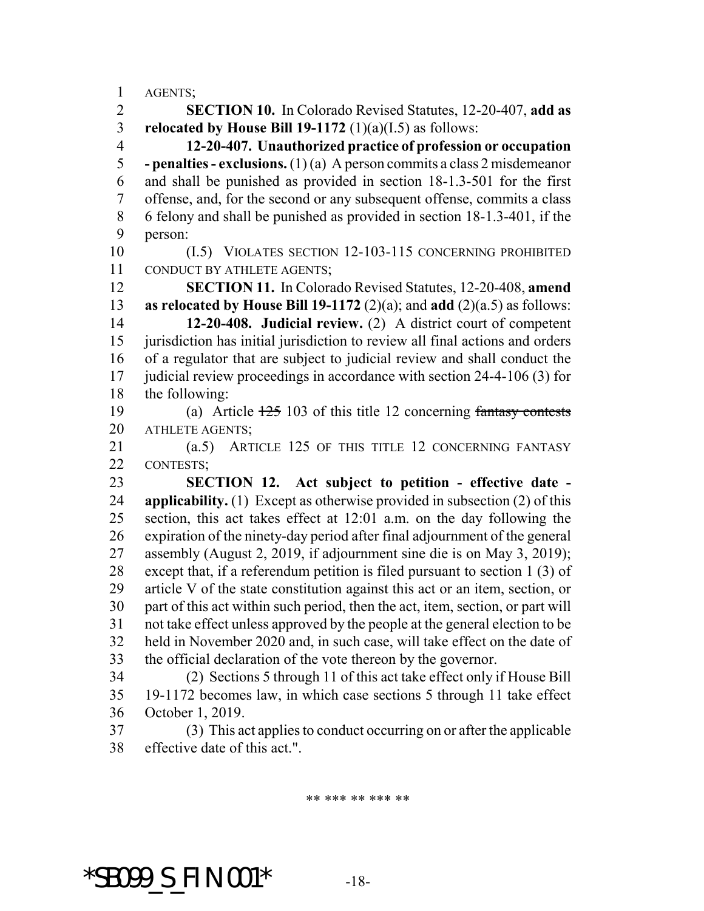AGENTS;

**SECTION 10.** In Colorado Revised Statutes, 12-20-407, **add as relocated by House Bill 19-1172** (1)(a)(I.5) as follows:

**12-20-407. Unauthorized practice of profession or occupation - penalties - exclusions.** (1) (a) A person commits a class 2 misdemeanor and shall be punished as provided in section 18-1.3-501 for the first offense, and, for the second or any subsequent offense, commits a class 6 felony and shall be punished as provided in section 18-1.3-401, if the person:

(I.5) VIOLATES SECTION 12-103-115 CONCERNING PROHIBITED CONDUCT BY ATHLETE AGENTS;

**SECTION 11.** In Colorado Revised Statutes, 12-20-408, **amend as relocated by House Bill 19-1172** (2)(a); and **add** (2)(a.5) as follows:

**12-20-408. Judicial review.** (2) A district court of competent jurisdiction has initial jurisdiction to review all final actions and orders of a regulator that are subject to judicial review and shall conduct the judicial review proceedings in accordance with section 24-4-106 (3) for the following:

(a) Article ~~125~~ 103 of this title 12 concerning ~~fantasy contests~~ ATHLETE AGENTS;

(a.5) ARTICLE 125 OF THIS TITLE 12 CONCERNING FANTASY CONTESTS;

**SECTION 12. Act subject to petition - effective date - applicability.** (1) Except as otherwise provided in subsection (2) of this section, this act takes effect at 12:01 a.m. on the day following the expiration of the ninety-day period after final adjournment of the general assembly (August 2, 2019, if adjournment sine die is on May 3, 2019); except that, if a referendum petition is filed pursuant to section 1 (3) of article V of the state constitution against this act or an item, section, or part of this act within such period, then the act, item, section, or part will not take effect unless approved by the people at the general election to be held in November 2020 and, in such case, will take effect on the date of the official declaration of the vote thereon by the governor.

(2) Sections 5 through 11 of this act take effect only if House Bill 19-1172 becomes law, in which case sections 5 through 11 take effect October 1, 2019.

(3) This act applies to conduct occurring on or after the applicable effective date of this act.".

** *** ** *** **

*SB099_S_FIN.001*